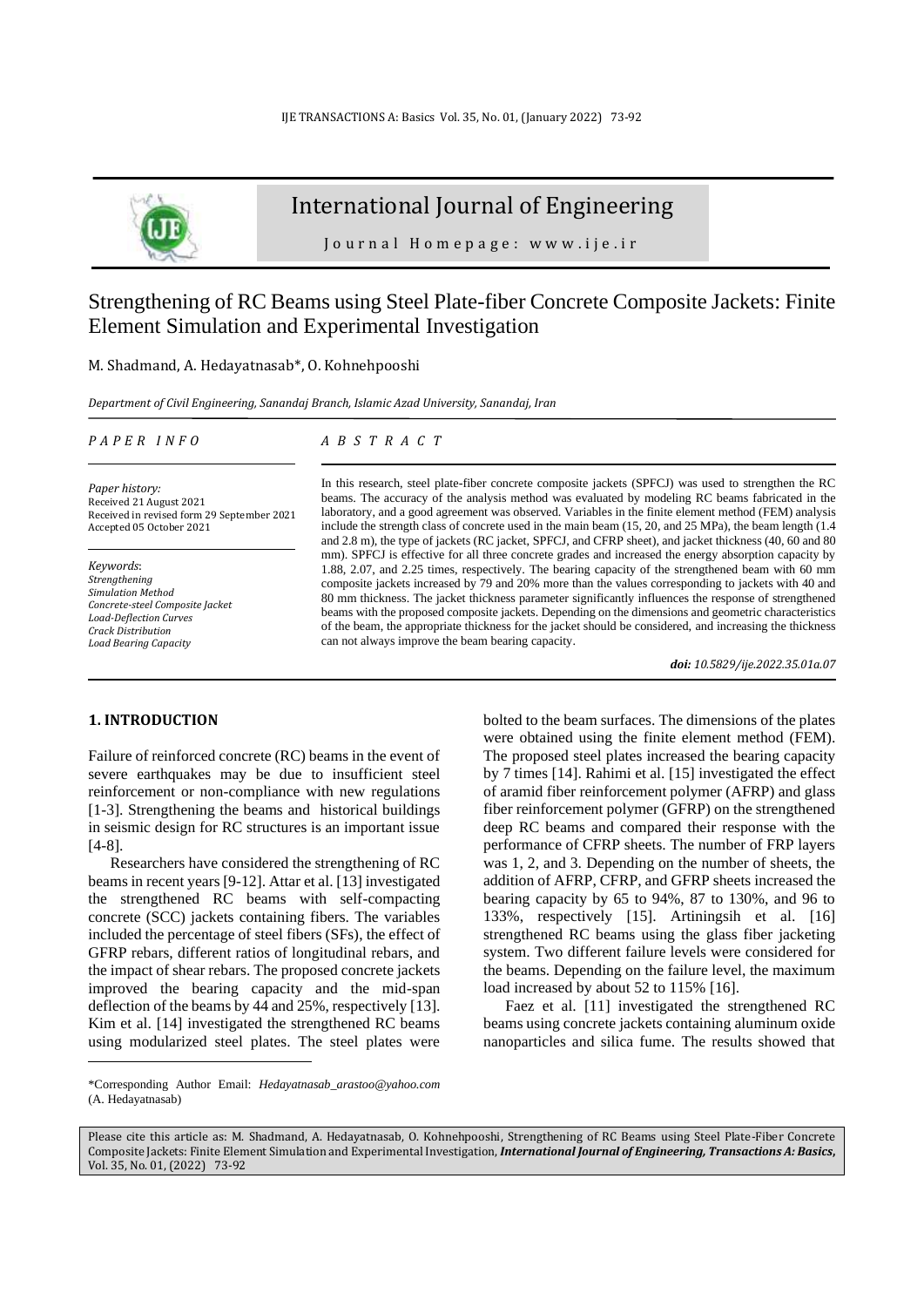# International Journal of Engineering

Journal Homepage: www.ije.ir

## Strengthening of RC Beams using Steel Plate-fiber Concrete Composite Jackets: Finite Element Simulation and Experimental Investigation

M. Shadmand, A. Hedayatnasab*, O. Kohnehpooshi

*Department of Civil Engineering, Sanandaj Branch, Islamic Azad University, Sanandaj, Iran*

*PAPER INFO*

*Paper history:*
Received 21 August 2021
Received in revised form 29 September 2021
Accepted 05 October 2021

*Keywords*:
*Strengthening*
*Simulation Method*
*Concrete-steel Composite Jacket*
*Load-Deflection Curves*
*Crack Distribution*
*Load Bearing Capacity*

*ABSTRACT*

In this research, steel plate-fiber concrete composite jackets (SPFCJ) was used to strengthen the RC beams. The accuracy of the analysis method was evaluated by modeling RC beams fabricated in the laboratory, and a good agreement was observed. Variables in the finite element method (FEM) analysis include the strength class of concrete used in the main beam (15, 20, and 25 MPa), the beam length (1.4 and 2.8 m), the type of jackets (RC jacket, SPFCJ, and CFRP sheet), and jacket thickness (40, 60 and 80 mm). SPFCJ is effective for all three concrete grades and increased the energy absorption capacity by 1.88, 2.07, and 2.25 times, respectively. The bearing capacity of the strengthened beam with 60 mm composite jackets increased by 79 and 20% more than the values corresponding to jackets with 40 and 80 mm thickness. The jacket thickness parameter significantly influences the response of strengthened beams with the proposed composite jackets. Depending on the dimensions and geometric characteristics of the beam, the appropriate thickness for the jacket should be considered, and increasing the thickness can not always improve the beam bearing capacity.

***doi:** 10.5829/ije.2022.35.01a.07*

## 1. INTRODUCTION

Failure of reinforced concrete (RC) beams in the event of severe earthquakes may be due to insufficient steel reinforcement or non-compliance with new regulations [1-3]. Strengthening the beams and historical buildings in seismic design for RC structures is an important issue [4-8].

Researchers have considered the strengthening of RC beams in recent years [9-12]. Attar et al. [13] investigated the strengthened RC beams with self-compacting concrete (SCC) jackets containing fibers. The variables included the percentage of steel fibers (SFs), the effect of GFRP rebars, different ratios of longitudinal rebars, and the impact of shear rebars. The proposed concrete jackets improved the bearing capacity and the mid-span deflection of the beams by 44 and 25%, respectively [13]. Kim et al. [14] investigated the strengthened RC beams using modularized steel plates. The steel plates were bolted to the beam surfaces. The dimensions of the plates were obtained using the finite element method (FEM). The proposed steel plates increased the bearing capacity by 7 times [14]. Rahimi et al. [15] investigated the effect of aramid fiber reinforcement polymer (AFRP) and glass fiber reinforcement polymer (GFRP) on the strengthened deep RC beams and compared their response with the performance of CFRP sheets. The number of FRP layers was 1, 2, and 3. Depending on the number of sheets, the addition of AFRP, CFRP, and GFRP sheets increased the bearing capacity by 65 to 94%, 87 to 130%, and 96 to 133%, respectively [15]. Artiningsih et al. [16] strengthened RC beams using the glass fiber jacketing system. Two different failure levels were considered for the beams. Depending on the failure level, the maximum load increased by about 52 to 115% [16].

Faez et al. [11] investigated the strengthened RC beams using concrete jackets containing aluminum oxide nanoparticles and silica fume. The results showed that

*Corresponding Author Email: *Hedayatnasab_arastoo@yahoo.com* (A. Hedayatnasab)

Please cite this article as: M. Shadmand, A. Hedayatnasab, O. Kohnehpooshi, Strengthening of RC Beams using Steel Plate-Fiber Concrete Composite Jackets: Finite Element Simulation and Experimental Investigation, ***International Journal of Engineering, Transactions A: Basics***, Vol. 35, No. 01, (2022) 73-92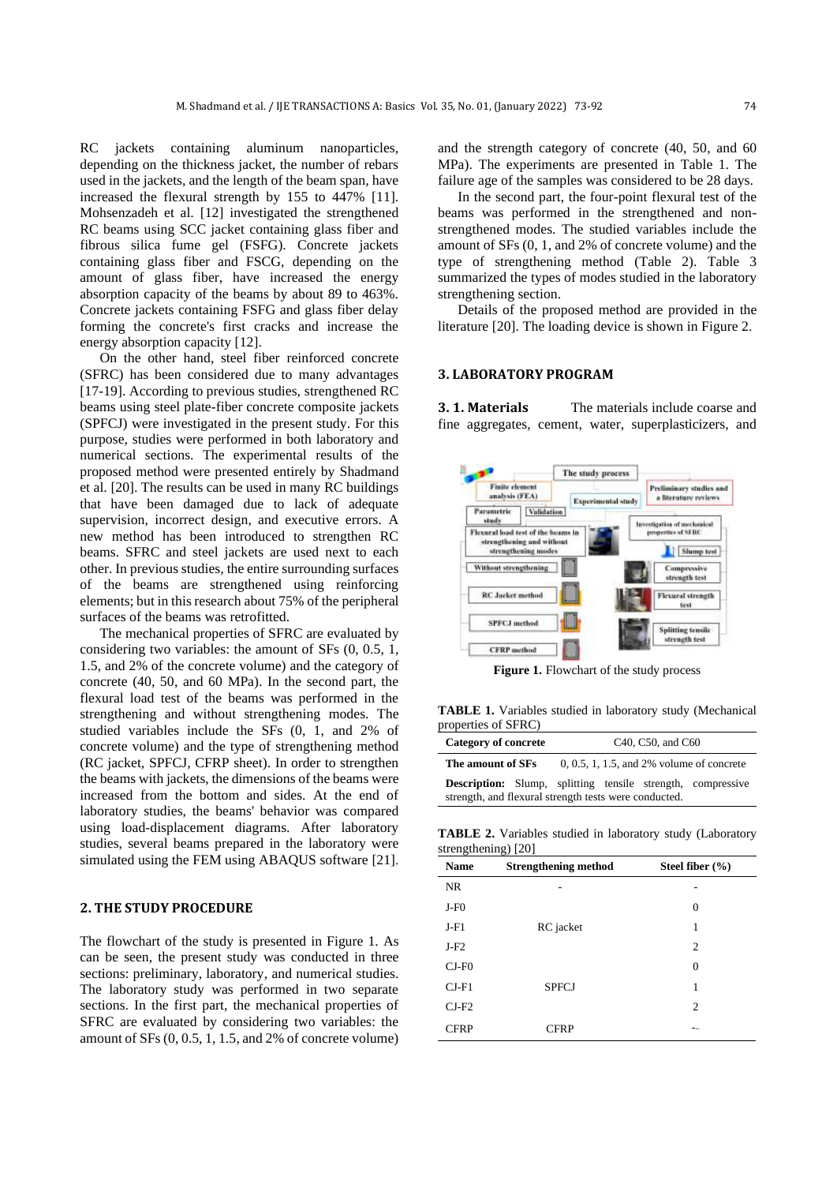RC jackets containing aluminum nanoparticles, depending on the thickness jacket, the number of rebars used in the jackets, and the length of the beam span, have increased the flexural strength by 155 to 447% [11]. Mohsenzadeh et al. [12] investigated the strengthened RC beams using SCC jacket containing glass fiber and fibrous silica fume gel (FSFG). Concrete jackets containing glass fiber and FSCG, depending on the amount of glass fiber, have increased the energy absorption capacity of the beams by about 89 to 463%. Concrete jackets containing FSFG and glass fiber delay forming the concrete's first cracks and increase the energy absorption capacity [12].

On the other hand, steel fiber reinforced concrete (SFRC) has been considered due to many advantages [17-19]. According to previous studies, strengthened RC beams using steel plate-fiber concrete composite jackets (SPFCJ) were investigated in the present study. For this purpose, studies were performed in both laboratory and numerical sections. The experimental results of the proposed method were presented entirely by Shadmand et al. [20]. The results can be used in many RC buildings that have been damaged due to lack of adequate supervision, incorrect design, and executive errors. A new method has been introduced to strengthen RC beams. SFRC and steel jackets are used next to each other. In previous studies, the entire surrounding surfaces of the beams are strengthened using reinforcing elements; but in this research about 75% of the peripheral surfaces of the beams was retrofitted.

The mechanical properties of SFRC are evaluated by considering two variables: the amount of SFs (0, 0.5, 1, 1.5, and 2% of the concrete volume) and the category of concrete (40, 50, and 60 MPa). In the second part, the flexural load test of the beams was performed in the strengthening and without strengthening modes. The studied variables include the SFs (0, 1, and 2% of concrete volume) and the type of strengthening method (RC jacket, SPFCJ, CFRP sheet). In order to strengthen the beams with jackets, the dimensions of the beams were increased from the bottom and sides. At the end of laboratory studies, the beams' behavior was compared using load-displacement diagrams. After laboratory studies, several beams prepared in the laboratory were simulated using the FEM using ABAQUS software [21].

## 2. THE STUDY PROCEDURE

The flowchart of the study is presented in Figure 1. As can be seen, the present study was conducted in three sections: preliminary, laboratory, and numerical studies. The laboratory study was performed in two separate sections. In the first part, the mechanical properties of SFRC are evaluated by considering two variables: the amount of SFs (0, 0.5, 1, 1.5, and 2% of concrete volume) and the strength category of concrete (40, 50, and 60 MPa). The experiments are presented in Table 1. The failure age of the samples was considered to be 28 days.

In the second part, the four-point flexural test of the beams was performed in the strengthened and non-strengthened modes. The studied variables include the amount of SFs (0, 1, and 2% of concrete volume) and the type of strengthening method (Table 2). Table 3 summarized the types of modes studied in the laboratory strengthening section.

Details of the proposed method are provided in the literature [20]. The loading device is shown in Figure 2.

## 3. LABORATORY PROGRAM

**3. 1. Materials** The materials include coarse and fine aggregates, cement, water, superplasticizers, and

**Figure 1.** Flowchart of the study process

**TABLE 1.** Variables studied in laboratory study (Mechanical properties of SFRC)

| Category of concrete | C40, C50, and C60 |
|---|---|
| **The amount of SFs** | 0, 0.5, 1, 1.5, and 2% volume of concrete |
| **Description:** Slump, splitting tensile strength, compressive strength, and flexural strength tests were conducted. | |

**TABLE 2.** Variables studied in laboratory study (Laboratory strengthening) [20]

| Name | Strengthening method | Steel fiber (%) |
|---|---|---|
| NR | - | - |
| J-F0 | | 0 |
| J-F1 | RC jacket | 1 |
| J-F2 | | 2 |
| CJ-F0 | | 0 |
| CJ-F1 | SPFCJ | 1 |
| CJ-F2 | | 2 |
| CFRP | CFRP | -- |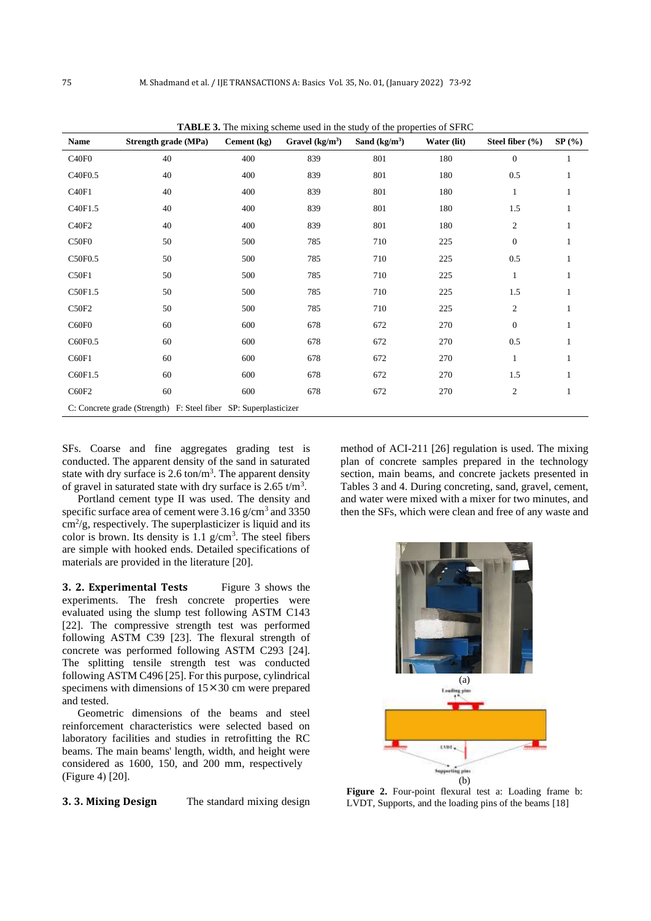**TABLE 3.** The mixing scheme used in the study of the properties of SFRC

| Name | Strength grade (MPa) | Cement (kg) | Gravel (kg/m$^3$) | Sand (kg/m$^3$) | Water (lit) | Steel fiber (%) | SP (%) |
|---|---|---|---|---|---|---|---|
| C40F0 | 40 | 400 | 839 | 801 | 180 | 0 | 1 |
| C40F0.5 | 40 | 400 | 839 | 801 | 180 | 0.5 | 1 |
| C40F1 | 40 | 400 | 839 | 801 | 180 | 1 | 1 |
| C40F1.5 | 40 | 400 | 839 | 801 | 180 | 1.5 | 1 |
| C40F2 | 40 | 400 | 839 | 801 | 180 | 2 | 1 |
| C50F0 | 50 | 500 | 785 | 710 | 225 | 0 | 1 |
| C50F0.5 | 50 | 500 | 785 | 710 | 225 | 0.5 | 1 |
| C50F1 | 50 | 500 | 785 | 710 | 225 | 1 | 1 |
| C50F1.5 | 50 | 500 | 785 | 710 | 225 | 1.5 | 1 |
| C50F2 | 50 | 500 | 785 | 710 | 225 | 2 | 1 |
| C60F0 | 60 | 600 | 678 | 672 | 270 | 0 | 1 |
| C60F0.5 | 60 | 600 | 678 | 672 | 270 | 0.5 | 1 |
| C60F1 | 60 | 600 | 678 | 672 | 270 | 1 | 1 |
| C60F1.5 | 60 | 600 | 678 | 672 | 270 | 1.5 | 1 |
| C60F2 | 60 | 600 | 678 | 672 | 270 | 2 | 1 |

C: Concrete grade (Strength) F: Steel fiber SP: Superplasticizer

SFs. Coarse and fine aggregates grading test is conducted. The apparent density of the sand in saturated state with dry surface is 2.6 ton/m$^3$. The apparent density of gravel in saturated state with dry surface is 2.65 t/m$^3$.

Portland cement type II was used. The density and specific surface area of cement were 3.16 g/cm$^3$ and 3350 cm$^2$/g, respectively. The superplasticizer is liquid and its color is brown. Its density is 1.1 g/cm$^3$. The steel fibers are simple with hooked ends. Detailed specifications of materials are provided in the literature [20].

**3. 2. Experimental Tests** Figure 3 shows the experiments. The fresh concrete properties were evaluated using the slump test following ASTM C143 [22]. The compressive strength test was performed following ASTM C39 [23]. The flexural strength of concrete was performed following ASTM C293 [24]. The splitting tensile strength test was conducted following ASTM C496 [25]. For this purpose, cylindrical specimens with dimensions of 15×30 cm were prepared and tested.

Geometric dimensions of the beams and steel reinforcement characteristics were selected based on laboratory facilities and studies in retrofitting the RC beams. The main beams' length, width, and height were considered as 1600, 150, and 200 mm, respectively (Figure 4) [20].

**3. 3. Mixing Design** The standard mixing design method of ACI-211 [26] regulation is used. The mixing plan of concrete samples prepared in the technology section, main beams, and concrete jackets presented in Tables 3 and 4. During concreting, sand, gravel, cement, and water were mixed with a mixer for two minutes, and then the SFs, which were clean and free of any waste and

(a)

(b)

**Figure 2.** Four-point flexural test a: Loading frame b: LVDT, Supports, and the loading pins of the beams [18]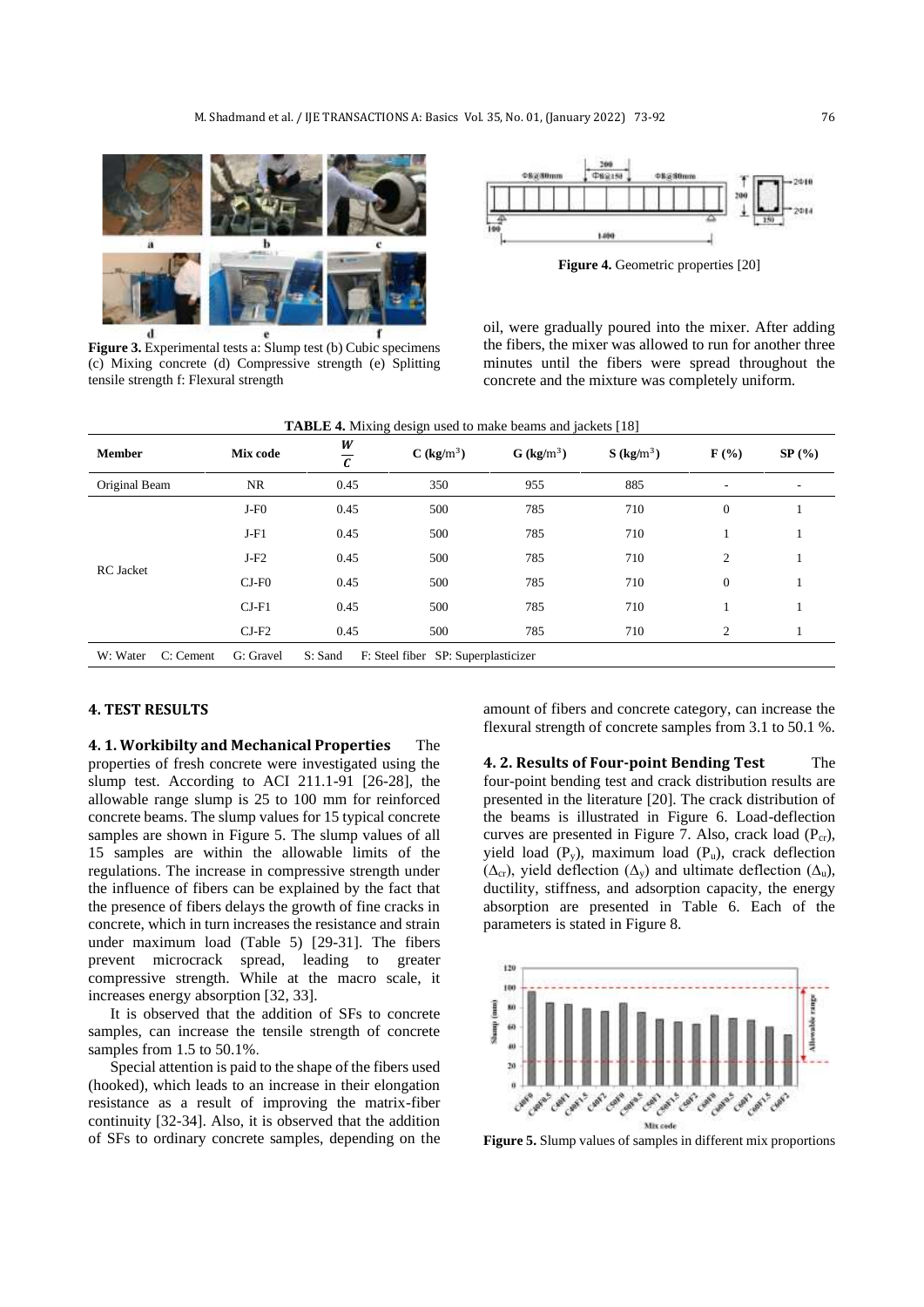**Figure 3.** Experimental tests a: Slump test (b) Cubic specimens (c) Mixing concrete (d) Compressive strength (e) Splitting tensile strength f: Flexural strength

**Figure 4.** Geometric properties [20]

oil, were gradually poured into the mixer. After adding the fibers, the mixer was allowed to run for another three minutes until the fibers were spread throughout the concrete and the mixture was completely uniform.

**TABLE 4.** Mixing design used to make beams and jackets [18]

| Member | Mix code | $\frac{W}{C}$ | C (kg/m$^3$) | G (kg/m$^3$) | S (kg/m$^3$) | F (%) | SP (%) |
|---|---|---|---|---|---|---|---|
| Original Beam | NR | 0.45 | 350 | 955 | 885 | - | - |
| RC Jacket | J-F0 | 0.45 | 500 | 785 | 710 | 0 | 1 |
| | J-F1 | 0.45 | 500 | 785 | 710 | 1 | 1 |
| | J-F2 | 0.45 | 500 | 785 | 710 | 2 | 1 |
| | CJ-F0 | 0.45 | 500 | 785 | 710 | 0 | 1 |
| | CJ-F1 | 0.45 | 500 | 785 | 710 | 1 | 1 |
| | CJ-F2 | 0.45 | 500 | 785 | 710 | 2 | 1 |

W: Water C: Cement G: Gravel S: Sand F: Steel fiber SP: Superplasticizer

## 4. TEST RESULTS

**4. 1. Workibilty and Mechanical Properties** The properties of fresh concrete were investigated using the slump test. According to ACI 211.1-91 [26-28], the allowable range slump is 25 to 100 mm for reinforced concrete beams. The slump values for 15 typical concrete samples are shown in Figure 5. The slump values of all 15 samples are within the allowable limits of the regulations. The increase in compressive strength under the influence of fibers can be explained by the fact that the presence of fibers delays the growth of fine cracks in concrete, which in turn increases the resistance and strain under maximum load (Table 5) [29-31]. The fibers prevent microcrack spread, leading to greater compressive strength. While at the macro scale, it increases energy absorption [32, 33].

It is observed that the addition of SFs to concrete samples, can increase the tensile strength of concrete samples from 1.5 to 50.1%.

Special attention is paid to the shape of the fibers used (hooked), which leads to an increase in their elongation resistance as a result of improving the matrix-fiber continuity [32-34]. Also, it is observed that the addition of SFs to ordinary concrete samples, depending on the amount of fibers and concrete category, can increase the flexural strength of concrete samples from 3.1 to 50.1 %.

**4. 2. Results of Four-point Bending Test** The four-point bending test and crack distribution results are presented in the literature [20]. The crack distribution of the beams is illustrated in Figure 6. Load-deflection curves are presented in Figure 7. Also, crack load ($P_{cr}$), yield load ($P_y$), maximum load ($P_u$), crack deflection ($\Delta_{cr}$), yield deflection ($\Delta_y$) and ultimate deflection ($\Delta_u$), ductility, stiffness, and adsorption capacity, the energy absorption are presented in Table 6. Each of the parameters is stated in Figure 8.

**Figure 5.** Slump values of samples in different mix proportions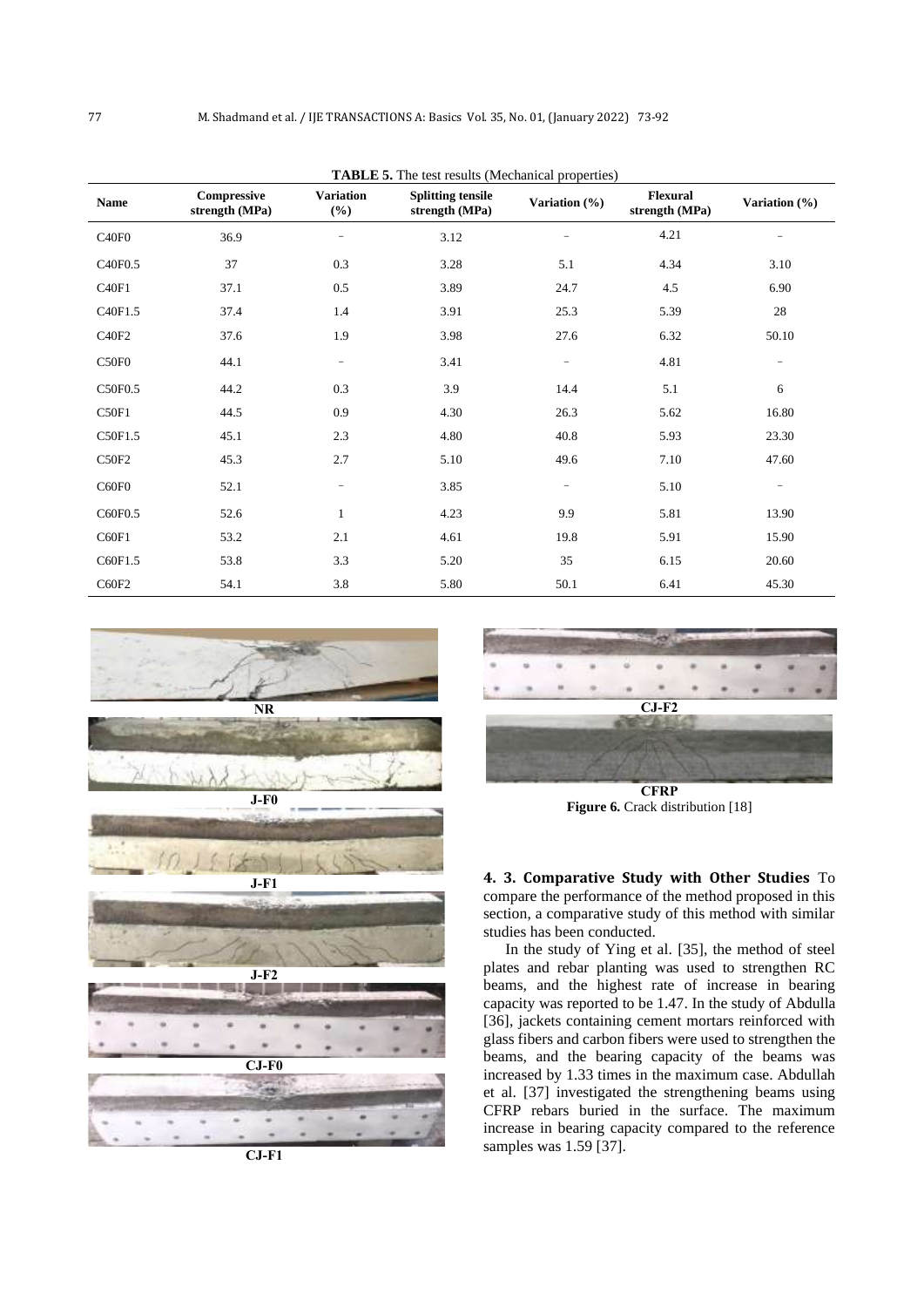**TABLE 5.** The test results (Mechanical properties)

| Name | Compressive strength (MPa) | Variation (%) | Splitting tensile strength (MPa) | Variation (%) | Flexural strength (MPa) | Variation (%) |
|---|---|---|---|---|---|---|
| C40F0 | 36.9 | – | 3.12 | – | 4.21 | – |
| C40F0.5 | 37 | 0.3 | 3.28 | 5.1 | 4.34 | 3.10 |
| C40F1 | 37.1 | 0.5 | 3.89 | 24.7 | 4.5 | 6.90 |
| C40F1.5 | 37.4 | 1.4 | 3.91 | 25.3 | 5.39 | 28 |
| C40F2 | 37.6 | 1.9 | 3.98 | 27.6 | 6.32 | 50.10 |
| C50F0 | 44.1 | – | 3.41 | – | 4.81 | – |
| C50F0.5 | 44.2 | 0.3 | 3.9 | 14.4 | 5.1 | 6 |
| C50F1 | 44.5 | 0.9 | 4.30 | 26.3 | 5.62 | 16.80 |
| C50F1.5 | 45.1 | 2.3 | 4.80 | 40.8 | 5.93 | 23.30 |
| C50F2 | 45.3 | 2.7 | 5.10 | 49.6 | 7.10 | 47.60 |
| C60F0 | 52.1 | – | 3.85 | – | 5.10 | – |
| C60F0.5 | 52.6 | 1 | 4.23 | 9.9 | 5.81 | 13.90 |
| C60F1 | 53.2 | 2.1 | 4.61 | 19.8 | 5.91 | 15.90 |
| C60F1.5 | 53.8 | 3.3 | 5.20 | 35 | 6.15 | 20.60 |
| C60F2 | 54.1 | 3.8 | 5.80 | 50.1 | 6.41 | 45.30 |

NR

J-F0

J-F1

J-F2

CJ-F0

CJ-F1

CJ-F2

CFRP

**Figure 6.** Crack distribution [18]

**4. 3. Comparative Study with Other Studies** To compare the performance of the method proposed in this section, a comparative study of this method with similar studies has been conducted.

In the study of Ying et al. [35], the method of steel plates and rebar planting was used to strengthen RC beams, and the highest rate of increase in bearing capacity was reported to be 1.47. In the study of Abdulla [36], jackets containing cement mortars reinforced with glass fibers and carbon fibers were used to strengthen the beams, and the bearing capacity of the beams was increased by 1.33 times in the maximum case. Abdullah et al. [37] investigated the strengthening beams using CFRP rebars buried in the surface. The maximum increase in bearing capacity compared to the reference samples was 1.59 [37].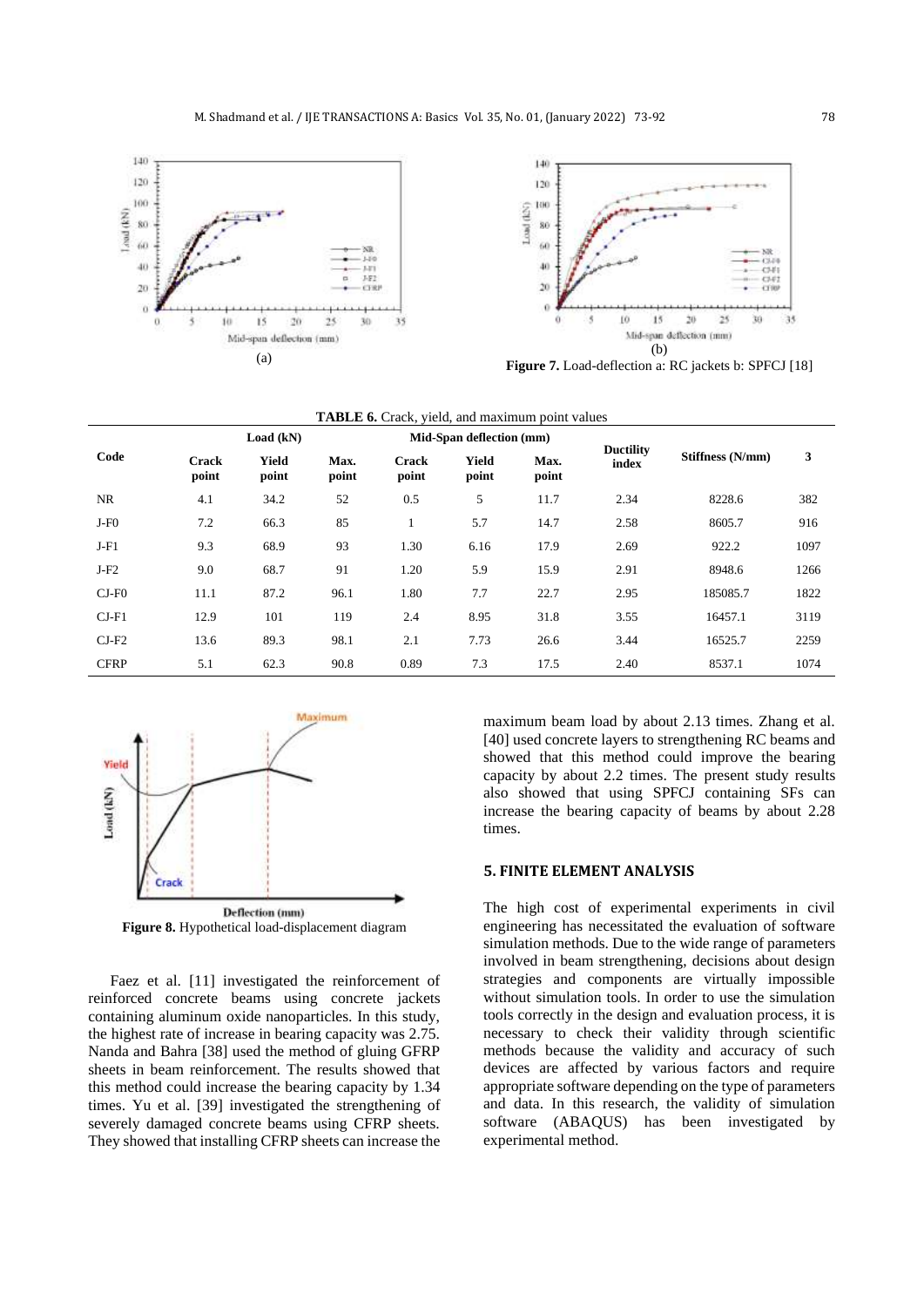(a)

(b)

**Figure 7.** Load-deflection a: RC jackets b: SPFCJ [18]

**TABLE 6.** Crack, yield, and maximum point values

| Code | Load (kN) | | | Mid-Span deflection (mm) | | | Ductility index | Stiffness (N/mm) | 3 |
|---|---|---|---|---|---|---|---|---|---|
| | Crack point | Yield point | Max. point | Crack point | Yield point | Max. point | | | |
| NR | 4.1 | 34.2 | 52 | 0.5 | 5 | 11.7 | 2.34 | 8228.6 | 382 |
| J-F0 | 7.2 | 66.3 | 85 | 1 | 5.7 | 14.7 | 2.58 | 8605.7 | 916 |
| J-F1 | 9.3 | 68.9 | 93 | 1.30 | 6.16 | 17.9 | 2.69 | 922.2 | 1097 |
| J-F2 | 9.0 | 68.7 | 91 | 1.20 | 5.9 | 15.9 | 2.91 | 8948.6 | 1266 |
| CJ-F0 | 11.1 | 87.2 | 96.1 | 1.80 | 7.7 | 22.7 | 2.95 | 185085.7 | 1822 |
| CJ-F1 | 12.9 | 101 | 119 | 2.4 | 8.95 | 31.8 | 3.55 | 16457.1 | 3119 |
| CJ-F2 | 13.6 | 89.3 | 98.1 | 2.1 | 7.73 | 26.6 | 3.44 | 16525.7 | 2259 |
| CFRP | 5.1 | 62.3 | 90.8 | 0.89 | 7.3 | 17.5 | 2.40 | 8537.1 | 1074 |

**Figure 8.** Hypothetical load-displacement diagram

Faez et al. [11] investigated the reinforcement of reinforced concrete beams using concrete jackets containing aluminum oxide nanoparticles. In this study, the highest rate of increase in bearing capacity was 2.75. Nanda and Bahra [38] used the method of gluing GFRP sheets in beam reinforcement. The results showed that this method could increase the bearing capacity by 1.34 times. Yu et al. [39] investigated the strengthening of severely damaged concrete beams using CFRP sheets. They showed that installing CFRP sheets can increase the maximum beam load by about 2.13 times. Zhang et al. [40] used concrete layers to strengthening RC beams and showed that this method could improve the bearing capacity by about 2.2 times. The present study results also showed that using SPFCJ containing SFs can increase the bearing capacity of beams by about 2.28 times.

## 5. FINITE ELEMENT ANALYSIS

The high cost of experimental experiments in civil engineering has necessitated the evaluation of software simulation methods. Due to the wide range of parameters involved in beam strengthening, decisions about design strategies and components are virtually impossible without simulation tools. In order to use the simulation tools correctly in the design and evaluation process, it is necessary to check their validity through scientific methods because the validity and accuracy of such devices are affected by various factors and require appropriate software depending on the type of parameters and data. In this research, the validity of simulation software (ABAQUS) has been investigated by experimental method.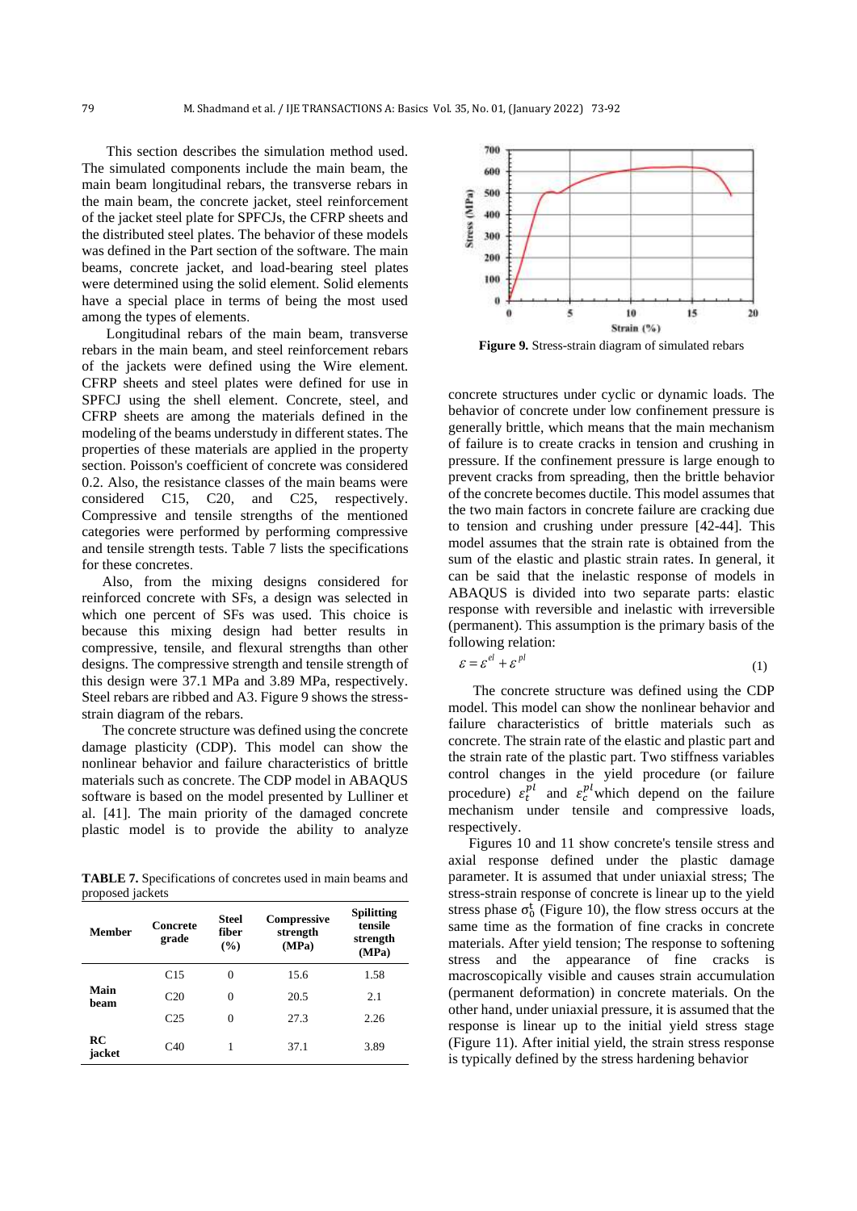This section describes the simulation method used. The simulated components include the main beam, the main beam longitudinal rebars, the transverse rebars in the main beam, the concrete jacket, steel reinforcement of the jacket steel plate for SPFCJs, the CFRP sheets and the distributed steel plates. The behavior of these models was defined in the Part section of the software. The main beams, concrete jacket, and load-bearing steel plates were determined using the solid element. Solid elements have a special place in terms of being the most used among the types of elements.

Longitudinal rebars of the main beam, transverse rebars in the main beam, and steel reinforcement rebars of the jackets were defined using the Wire element. CFRP sheets and steel plates were defined for use in SPFCJ using the shell element. Concrete, steel, and CFRP sheets are among the materials defined in the modeling of the beams understudy in different states. The properties of these materials are applied in the property section. Poisson's coefficient of concrete was considered 0.2. Also, the resistance classes of the main beams were considered C15, C20, and C25, respectively. Compressive and tensile strengths of the mentioned categories were performed by performing compressive and tensile strength tests. Table 7 lists the specifications for these concretes.

Also, from the mixing designs considered for reinforced concrete with SFs, a design was selected in which one percent of SFs was used. This choice is because this mixing design had better results in compressive, tensile, and flexural strengths than other designs. The compressive strength and tensile strength of this design were 37.1 MPa and 3.89 MPa, respectively. Steel rebars are ribbed and A3. Figure 9 shows the stress-strain diagram of the rebars.

The concrete structure was defined using the concrete damage plasticity (CDP). This model can show the nonlinear behavior and failure characteristics of brittle materials such as concrete. The CDP model in ABAQUS software is based on the model presented by Lulliner et al. [41]. The main priority of the damaged concrete plastic model is to provide the ability to analyze

**TABLE 7.** Specifications of concretes used in main beams and proposed jackets

| Member | Concrete grade | Steel fiber (%) | Compressive strength (MPa) | Spilitting tensile strength (MPa) |
|---|---|---|---|---|
| Main beam | C15 | 0 | 15.6 | 1.58 |
| | C20 | 0 | 20.5 | 2.1 |
| | C25 | 0 | 27.3 | 2.26 |
| RC jacket | C40 | 1 | 37.1 | 3.89 |

**Figure 9.** Stress-strain diagram of simulated rebars

concrete structures under cyclic or dynamic loads. The behavior of concrete under low confinement pressure is generally brittle, which means that the main mechanism of failure is to create cracks in tension and crushing in pressure. If the confinement pressure is large enough to prevent cracks from spreading, then the brittle behavior of the concrete becomes ductile. This model assumes that the two main factors in concrete failure are cracking due to tension and crushing under pressure [42-44]. This model assumes that the strain rate is obtained from the sum of the elastic and plastic strain rates. In general, it can be said that the inelastic response of models in ABAQUS is divided into two separate parts: elastic response with reversible and inelastic with irreversible (permanent). This assumption is the primary basis of the following relation:

$$\varepsilon = \varepsilon^{el} + \varepsilon^{pl} \tag{1}$$

The concrete structure was defined using the CDP model. This model can show the nonlinear behavior and failure characteristics of brittle materials such as concrete. The strain rate of the elastic and plastic part and the strain rate of the plastic part. Two stiffness variables control changes in the yield procedure (or failure procedure) $\varepsilon_t^{pl}$ and $\varepsilon_c^{pl}$ which depend on the failure mechanism under tensile and compressive loads, respectively.

Figures 10 and 11 show concrete's tensile stress and axial response defined under the plastic damage parameter. It is assumed that under uniaxial stress; The stress-strain response of concrete is linear up to the yield stress phase $\sigma_0^t$ (Figure 10), the flow stress occurs at the same time as the formation of fine cracks in concrete materials. After yield tension; The response to softening stress and the appearance of fine cracks is macroscopically visible and causes strain accumulation (permanent deformation) in concrete materials. On the other hand, under uniaxial pressure, it is assumed that the response is linear up to the initial yield stress stage (Figure 11). After initial yield, the strain stress response is typically defined by the stress hardening behavior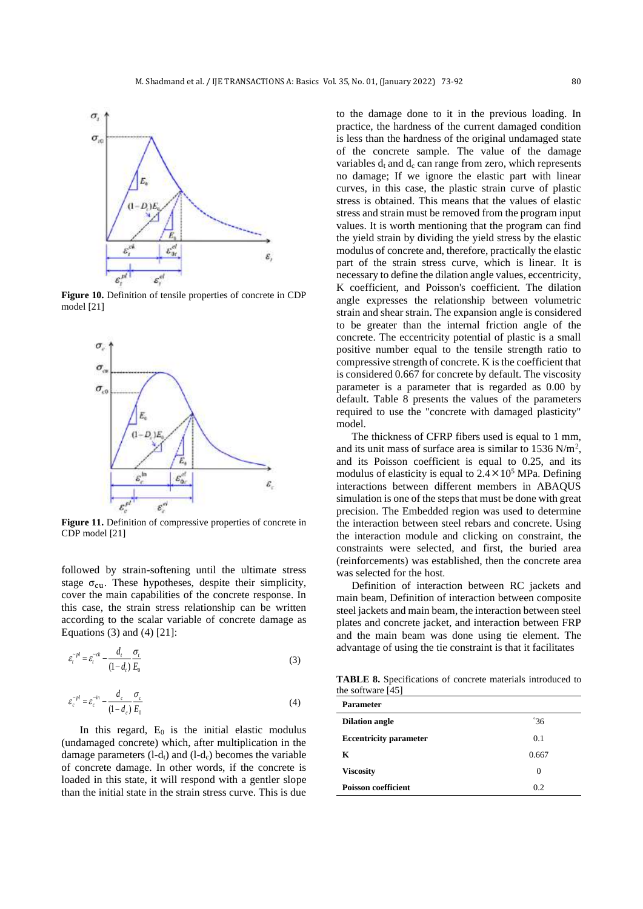**Figure 10.** Definition of tensile properties of concrete in CDP model [21]

**Figure 11.** Definition of compressive properties of concrete in CDP model [21]

followed by strain-softening until the ultimate stress stage $\sigma_{cu}$. These hypotheses, despite their simplicity, cover the main capabilities of the concrete response. In this case, the strain stress relationship can be written according to the scalar variable of concrete damage as Equations (3) and (4) [21]:

$$\tilde{\varepsilon}_t^{pl} = \tilde{\varepsilon}_t^{ck} - \frac{d_t}{(1-d_t)}\frac{\sigma_t}{E_0} \tag{3}$$

$$\tilde{\varepsilon}_c^{pl} = \tilde{\varepsilon}_c^{in} - \frac{d_c}{(1-d_c)}\frac{\sigma_c}{E_0} \tag{4}$$

In this regard, $E_0$ is the initial elastic modulus (undamaged concrete) which, after multiplication in the damage parameters (l-$d_t$) and (l-$d_c$) becomes the variable of concrete damage. In other words, if the concrete is loaded in this state, it will respond with a gentler slope than the initial state in the strain stress curve. This is due to the damage done to it in the previous loading. In practice, the hardness of the current damaged condition is less than the hardness of the original undamaged state of the concrete sample. The value of the damage variables $d_t$ and $d_c$ can range from zero, which represents no damage; If we ignore the elastic part with linear curves, in this case, the plastic strain curve of plastic stress is obtained. This means that the values of elastic stress and strain must be removed from the program input values. It is worth mentioning that the program can find the yield strain by dividing the yield stress by the elastic modulus of concrete and, therefore, practically the elastic part of the strain stress curve, which is linear. It is necessary to define the dilation angle values, eccentricity, K coefficient, and Poisson's coefficient. The dilation angle expresses the relationship between volumetric strain and shear strain. The expansion angle is considered to be greater than the internal friction angle of the concrete. The eccentricity potential of plastic is a small positive number equal to the tensile strength ratio to compressive strength of concrete. K is the coefficient that is considered 0.667 for concrete by default. The viscosity parameter is a parameter that is regarded as 0.00 by default. Table 8 presents the values of the parameters required to use the "concrete with damaged plasticity" model.

The thickness of CFRP fibers used is equal to 1 mm, and its unit mass of surface area is similar to 1536 $N/m^2$, and its Poisson coefficient is equal to 0.25, and its modulus of elasticity is equal to $2.4\times10^5$ MPa. Defining interactions between different members in ABAQUS simulation is one of the steps that must be done with great precision. The Embedded region was used to determine the interaction between steel rebars and concrete. Using the interaction module and clicking on constraint, the constraints were selected, and first, the buried area (reinforcements) was established, then the concrete area was selected for the host.

Definition of interaction between RC jackets and main beam, Definition of interaction between composite steel jackets and main beam, the interaction between steel plates and concrete jacket, and interaction between FRP and the main beam was done using tie element. The advantage of using the tie constraint is that it facilitates

**TABLE 8.** Specifications of concrete materials introduced to the software [45]

| Parameter | |
|---|---|
| **Dilation angle** | °36 |
| **Eccentricity parameter** | 0.1 |
| **K** | 0.667 |
| **Viscosity** | 0 |
| **Poisson coefficient** | 0.2 |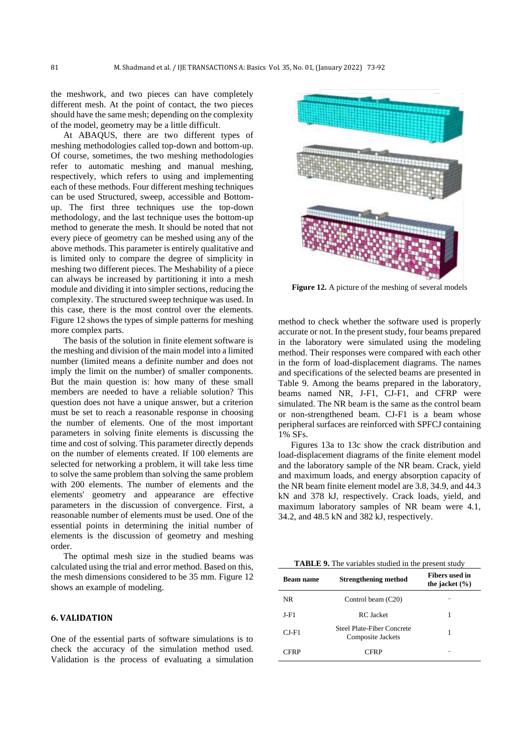the meshwork, and two pieces can have completely different mesh. At the point of contact, the two pieces should have the same mesh; depending on the complexity of the model, geometry may be a little difficult.

At ABAQUS, there are two different types of meshing methodologies called top-down and bottom-up. Of course, sometimes, the two meshing methodologies refer to automatic meshing and manual meshing, respectively, which refers to using and implementing each of these methods. Four different meshing techniques can be used Structured, sweep, accessible and Bottom-up. The first three techniques use the top-down methodology, and the last technique uses the bottom-up method to generate the mesh. It should be noted that not every piece of geometry can be meshed using any of the above methods. This parameter is entirely qualitative and is limited only to compare the degree of simplicity in meshing two different pieces. The Meshability of a piece can always be increased by partitioning it into a mesh module and dividing it into simpler sections, reducing the complexity. The structured sweep technique was used. In this case, there is the most control over the elements. Figure 12 shows the types of simple patterns for meshing more complex parts.

The basis of the solution in finite element software is the meshing and division of the main model into a limited number (limited means a definite number and does not imply the limit on the number) of smaller components. But the main question is: how many of these small members are needed to have a reliable solution? This question does not have a unique answer, but a criterion must be set to reach a reasonable response in choosing the number of elements. One of the most important parameters in solving finite elements is discussing the time and cost of solving. This parameter directly depends on the number of elements created. If 100 elements are selected for networking a problem, it will take less time to solve the same problem than solving the same problem with 200 elements. The number of elements and the elements' geometry and appearance are effective parameters in the discussion of convergence. First, a reasonable number of elements must be used. One of the essential points in determining the initial number of elements is the discussion of geometry and meshing order.

The optimal mesh size in the studied beams was calculated using the trial and error method. Based on this, the mesh dimensions considered to be 35 mm. Figure 12 shows an example of modeling.

**Figure 12.** A picture of the meshing of several models

## 6. VALIDATION

One of the essential parts of software simulations is to check the accuracy of the simulation method used. Validation is the process of evaluating a simulation method to check whether the software used is properly accurate or not. In the present study, four beams prepared in the laboratory were simulated using the modeling method. Their responses were compared with each other in the form of load-displacement diagrams. The names and specifications of the selected beams are presented in Table 9. Among the beams prepared in the laboratory, beams named NR, J-F1, CJ-F1, and CFRP were simulated. The NR beam is the same as the control beam or non-strengthened beam. CJ-F1 is a beam whose peripheral surfaces are reinforced with SPFCJ containing 1% SFs.

Figures 13a to 13c show the crack distribution and load-displacement diagrams of the finite element model and the laboratory sample of the NR beam. Crack, yield and maximum loads, and energy absorption capacity of the NR beam finite element model are 3.8, 34.9, and 44.3 kN and 378 kJ, respectively. Crack loads, yield, and maximum laboratory samples of NR beam were 4.1, 34.2, and 48.5 kN and 382 kJ, respectively.

**TABLE 9.** The variables studied in the present study

| Beam name | Strengthening method | Fibers used in the jacket (%) |
|---|---|---|
| NR | Control beam (C20) | – |
| J-F1 | RC Jacket | 1 |
| CJ-F1 | Steel Plate-Fiber Concrete Composite Jackets | 1 |
| CFRP | CFRP | – |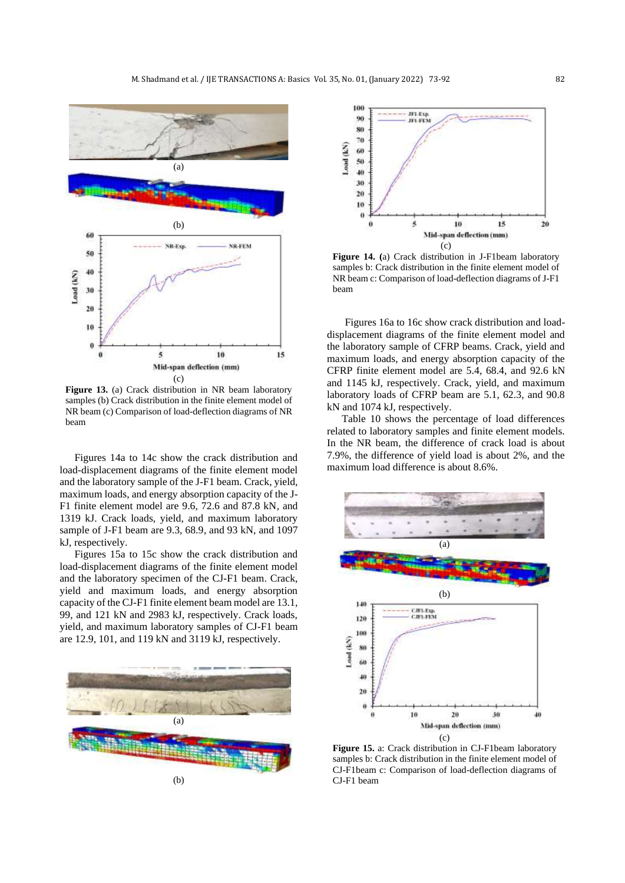Figure 13. (a) Crack distribution in NR beam laboratory samples (b) Crack distribution in the finite element model of NR beam (c) Comparison of load-deflection diagrams of NR beam

Figures 14a to 14c show the crack distribution and load-displacement diagrams of the finite element model and the laboratory sample of the J-F1 beam. Crack, yield, maximum loads, and energy absorption capacity of the J-F1 finite element model are 9.6, 72.6 and 87.8 kN, and 1319 kJ. Crack loads, yield, and maximum laboratory sample of J-F1 beam are 9.3, 68.9, and 93 kN, and 1097 kJ, respectively.

Figures 15a to 15c show the crack distribution and load-displacement diagrams of the finite element model and the laboratory specimen of the CJ-F1 beam. Crack, yield and maximum loads, and energy absorption capacity of the CJ-F1 finite element beam model are 13.1, 99, and 121 kN and 2983 kJ, respectively. Crack loads, yield, and maximum laboratory samples of CJ-F1 beam are 12.9, 101, and 119 kN and 3119 kJ, respectively.

Figure 14. (a) Crack distribution in J-F1beam laboratory samples b: Crack distribution in the finite element model of NR beam c: Comparison of load-deflection diagrams of J-F1 beam

Figures 16a to 16c show crack distribution and load-displacement diagrams of the finite element model and the laboratory sample of CFRP beams. Crack, yield and maximum loads, and energy absorption capacity of the CFRP finite element model are 5.4, 68.4, and 92.6 kN and 1145 kJ, respectively. Crack, yield, and maximum laboratory loads of CFRP beam are 5.1, 62.3, and 90.8 kN and 1074 kJ, respectively.

Table 10 shows the percentage of load differences related to laboratory samples and finite element models. In the NR beam, the difference of crack load is about 7.9%, the difference of yield load is about 2%, and the maximum load difference is about 8.6%.

Figure 15. a: Crack distribution in CJ-F1beam laboratory samples b: Crack distribution in the finite element model of CJ-F1beam c: Comparison of load-deflection diagrams of CJ-F1 beam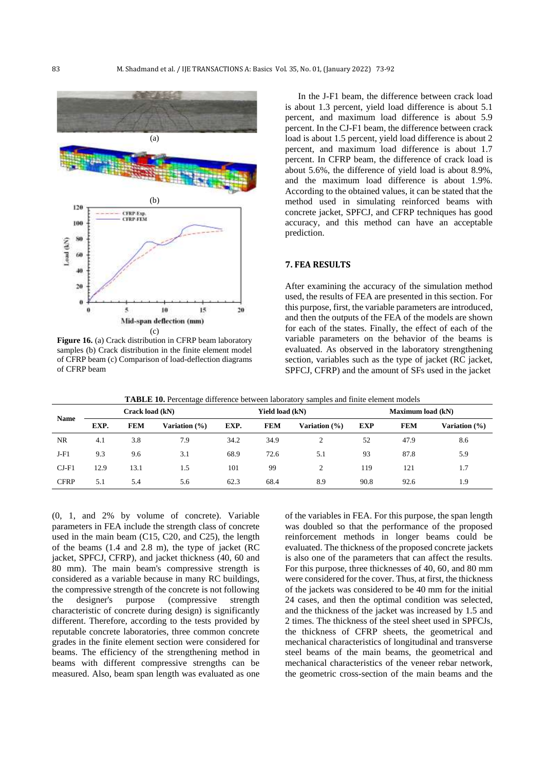Figure 16. (a) Crack distribution in CFRP beam laboratory samples (b) Crack distribution in the finite element model of CFRP beam (c) Comparison of load-deflection diagrams of CFRP beam

In the J-F1 beam, the difference between crack load is about 1.3 percent, yield load difference is about 5.1 percent, and maximum load difference is about 5.9 percent. In the CJ-F1 beam, the difference between crack load is about 1.5 percent, yield load difference is about 2 percent, and maximum load difference is about 1.7 percent. In CFRP beam, the difference of crack load is about 5.6%, the difference of yield load is about 8.9%, and the maximum load difference is about 1.9%. According to the obtained values, it can be stated that the method used in simulating reinforced beams with concrete jacket, SPFCJ, and CFRP techniques has good accuracy, and this method can have an acceptable prediction.

## 7. FEA RESULTS

After examining the accuracy of the simulation method used, the results of FEA are presented in this section. For this purpose, first, the variable parameters are introduced, and then the outputs of the FEA of the models are shown for each of the states. Finally, the effect of each of the variable parameters on the behavior of the beams is evaluated. As observed in the laboratory strengthening section, variables such as the type of jacket (RC jacket, SPFCJ, CFRP) and the amount of SFs used in the jacket (0, 1, and 2% by volume of concrete). Variable parameters in FEA include the strength class of concrete used in the main beam (C15, C20, and C25), the length of the beams (1.4 and 2.8 m), the type of jacket (RC jacket, SPFCJ, CFRP), and jacket thickness (40, 60 and 80 mm). The main beam's compressive strength is considered as a variable because in many RC buildings, the compressive strength of the concrete is not following the designer's purpose (compressive strength characteristic of concrete during design) is significantly different. Therefore, according to the tests provided by reputable concrete laboratories, three common concrete grades in the finite element section were considered for beams. The efficiency of the strengthening method in beams with different compressive strengths can be measured. Also, beam span length was evaluated as one of the variables in FEA. For this purpose, the span length was doubled so that the performance of the proposed reinforcement methods in longer beams could be evaluated. The thickness of the proposed concrete jackets is also one of the parameters that can affect the results. For this purpose, three thicknesses of 40, 60, and 80 mm were considered for the cover. Thus, at first, the thickness of the jackets was considered to be 40 mm for the initial 24 cases, and then the optimal condition was selected, and the thickness of the jacket was increased by 1.5 and 2 times. The thickness of the steel sheet used in SPFCJs, the thickness of CFRP sheets, the geometrical and mechanical characteristics of longitudinal and transverse steel beams of the main beams, the geometrical and mechanical characteristics of the veneer rebar network, the geometric cross-section of the main beams and the

**TABLE 10.** Percentage difference between laboratory samples and finite element models

| Name | Crack load (kN) | | | Yield load (kN) | | | Maximum load (kN) | | |
|---|---|---|---|---|---|---|---|---|---|
| | EXP. | FEM | Variation (%) | EXP. | FEM | Variation (%) | EXP | FEM | Variation (%) |
| NR | 4.1 | 3.8 | 7.9 | 34.2 | 34.9 | 2 | 52 | 47.9 | 8.6 |
| J-F1 | 9.3 | 9.6 | 3.1 | 68.9 | 72.6 | 5.1 | 93 | 87.8 | 5.9 |
| CJ-F1 | 12.9 | 13.1 | 1.5 | 101 | 99 | 2 | 119 | 121 | 1.7 |
| CFRP | 5.1 | 5.4 | 5.6 | 62.3 | 68.4 | 8.9 | 90.8 | 92.6 | 1.9 |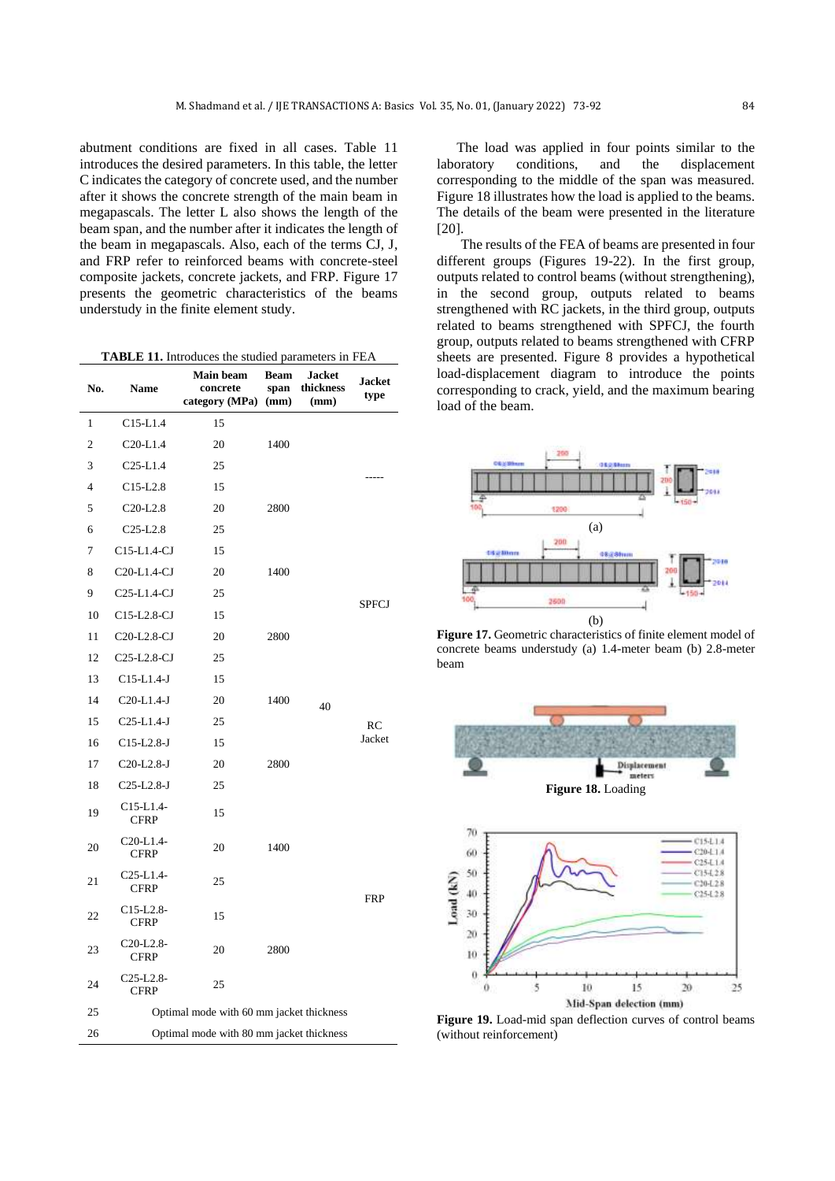abutment conditions are fixed in all cases. Table 11 introduces the desired parameters. In this table, the letter C indicates the category of concrete used, and the number after it shows the concrete strength of the main beam in megapascals. The letter L also shows the length of the beam span, and the number after it indicates the length of the beam in megapascals. Also, each of the terms CJ, J, and FRP refer to reinforced beams with concrete-steel composite jackets, concrete jackets, and FRP. Figure 17 presents the geometric characteristics of the beams understudy in the finite element study.

**TABLE 11.** Introduces the studied parameters in FEA

| No. | Name | Main beam concrete category (MPa) | Beam span (mm) | Jacket thickness (mm) | Jacket type |
|---|---|---|---|---|---|
| 1 | C15-L1.4 | 15 | | | |
| 2 | C20-L1.4 | 20 | 1400 | | |
| 3 | C25-L1.4 | 25 | | | ----- |
| 4 | C15-L2.8 | 15 | | | |
| 5 | C20-L2.8 | 20 | 2800 | | |
| 6 | C25-L2.8 | 25 | | | |
| 7 | C15-L1.4-CJ | 15 | | | |
| 8 | C20-L1.4-CJ | 20 | 1400 | | |
| 9 | C25-L1.4-CJ | 25 | | | SPFCJ |
| 10 | C15-L2.8-CJ | 15 | | | |
| 11 | C20-L2.8-CJ | 20 | 2800 | | |
| 12 | C25-L2.8-CJ | 25 | | | |
| 13 | C15-L1.4-J | 15 | | | |
| 14 | C20-L1.4-J | 20 | 1400 | 40 | |
| 15 | C25-L1.4-J | 25 | | | RC Jacket |
| 16 | C15-L2.8-J | 15 | | | |
| 17 | C20-L2.8-J | 20 | 2800 | | |
| 18 | C25-L2.8-J | 25 | | | |
| 19 | C15-L1.4-CFRP | 15 | | | |
| 20 | C20-L1.4-CFRP | 20 | 1400 | | |
| 21 | C25-L1.4-CFRP | 25 | | | |
| 22 | C15-L2.8-CFRP | 15 | | | FRP |
| 23 | C20-L2.8-CFRP | 20 | 2800 | | |
| 24 | C25-L2.8-CFRP | 25 | | | |
| 25 | Optimal mode with 60 mm jacket thickness | | | | |
| 26 | Optimal mode with 80 mm jacket thickness | | | | |

The load was applied in four points similar to the laboratory conditions, and the displacement corresponding to the middle of the span was measured. Figure 18 illustrates how the load is applied to the beams. The details of the beam were presented in the literature [20].

The results of the FEA of beams are presented in four different groups (Figures 19-22). In the first group, outputs related to control beams (without strengthening), in the second group, outputs related to beams strengthened with RC jackets, in the third group, outputs related to beams strengthened with SPFCJ, the fourth group, outputs related to beams strengthened with CFRP sheets are presented. Figure 8 provides a hypothetical load-displacement diagram to introduce the points corresponding to crack, yield, and the maximum bearing load of the beam.

**Figure 17.** Geometric characteristics of finite element model of concrete beams understudy (a) 1.4-meter beam (b) 2.8-meter beam

**Figure 18.** Loading

**Figure 19.** Load-mid span deflection curves of control beams (without reinforcement)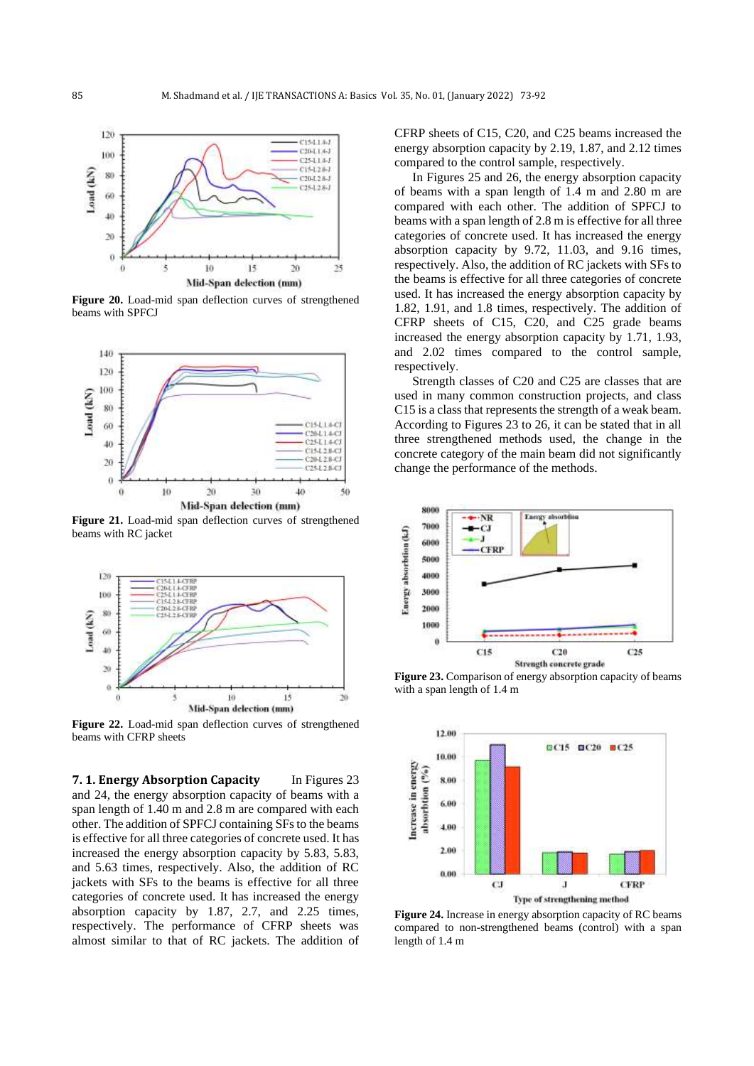Figure 20. Load-mid span deflection curves of strengthened beams with SPFCJ

Figure 21. Load-mid span deflection curves of strengthened beams with RC jacket

Figure 22. Load-mid span deflection curves of strengthened beams with CFRP sheets

### 7. 1. Energy Absorption Capacity

In Figures 23 and 24, the energy absorption capacity of beams with a span length of 1.40 m and 2.8 m are compared with each other. The addition of SPFCJ containing SFs to the beams is effective for all three categories of concrete used. It has increased the energy absorption capacity by 5.83, 5.83, and 5.63 times, respectively. Also, the addition of RC jackets with SFs to the beams is effective for all three categories of concrete used. It has increased the energy absorption capacity by 1.87, 2.7, and 2.25 times, respectively. The performance of CFRP sheets was almost similar to that of RC jackets. The addition of CFRP sheets of C15, C20, and C25 beams increased the energy absorption capacity by 2.19, 1.87, and 2.12 times compared to the control sample, respectively.

In Figures 25 and 26, the energy absorption capacity of beams with a span length of 1.4 m and 2.80 m are compared with each other. The addition of SPFCJ to beams with a span length of 2.8 m is effective for all three categories of concrete used. It has increased the energy absorption capacity by 9.72, 11.03, and 9.16 times, respectively. Also, the addition of RC jackets with SFs to the beams is effective for all three categories of concrete used. It has increased the energy absorption capacity by 1.82, 1.91, and 1.8 times, respectively. The addition of CFRP sheets of C15, C20, and C25 grade beams increased the energy absorption capacity by 1.71, 1.93, and 2.02 times compared to the control sample, respectively.

Strength classes of C20 and C25 are classes that are used in many common construction projects, and class C15 is a class that represents the strength of a weak beam. According to Figures 23 to 26, it can be stated that in all three strengthened methods used, the change in the concrete category of the main beam did not significantly change the performance of the methods.

Figure 23. Comparison of energy absorption capacity of beams with a span length of 1.4 m

Figure 24. Increase in energy absorption capacity of RC beams compared to non-strengthened beams (control) with a span length of 1.4 m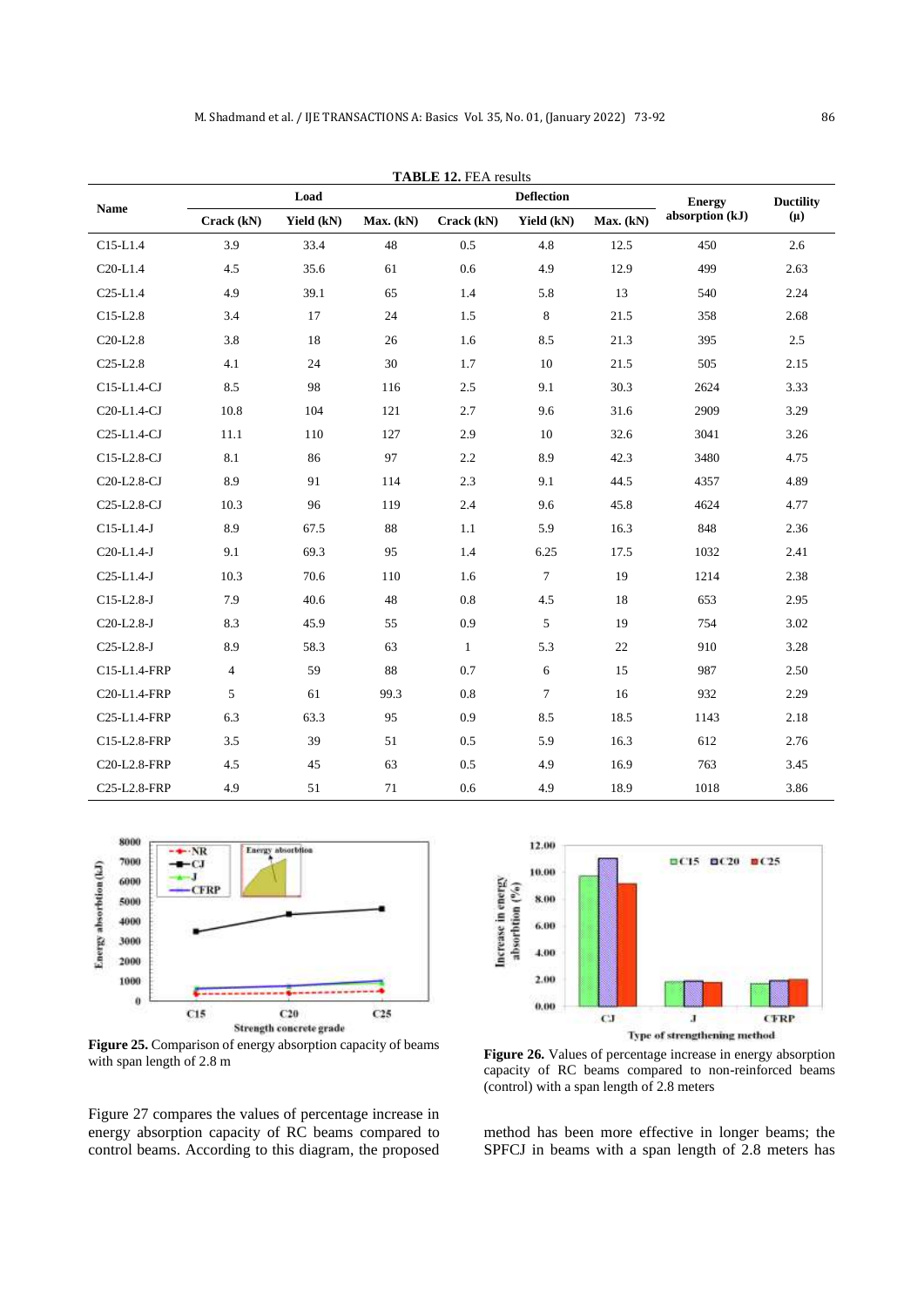**TABLE 12.** FEA results

| Name | Load | | | Deflection | | | Energy absorption (kJ) | Ductility (μ) |
|---|---|---|---|---|---|---|---|---|
| | Crack (kN) | Yield (kN) | Max. (kN) | Crack (kN) | Yield (kN) | Max. (kN) | | |
| C15-L1.4 | 3.9 | 33.4 | 48 | 0.5 | 4.8 | 12.5 | 450 | 2.6 |
| C20-L1.4 | 4.5 | 35.6 | 61 | 0.6 | 4.9 | 12.9 | 499 | 2.63 |
| C25-L1.4 | 4.9 | 39.1 | 65 | 1.4 | 5.8 | 13 | 540 | 2.24 |
| C15-L2.8 | 3.4 | 17 | 24 | 1.5 | 8 | 21.5 | 358 | 2.68 |
| C20-L2.8 | 3.8 | 18 | 26 | 1.6 | 8.5 | 21.3 | 395 | 2.5 |
| C25-L2.8 | 4.1 | 24 | 30 | 1.7 | 10 | 21.5 | 505 | 2.15 |
| C15-L1.4-CJ | 8.5 | 98 | 116 | 2.5 | 9.1 | 30.3 | 2624 | 3.33 |
| C20-L1.4-CJ | 10.8 | 104 | 121 | 2.7 | 9.6 | 31.6 | 2909 | 3.29 |
| C25-L1.4-CJ | 11.1 | 110 | 127 | 2.9 | 10 | 32.6 | 3041 | 3.26 |
| C15-L2.8-CJ | 8.1 | 86 | 97 | 2.2 | 8.9 | 42.3 | 3480 | 4.75 |
| C20-L2.8-CJ | 8.9 | 91 | 114 | 2.3 | 9.1 | 44.5 | 4357 | 4.89 |
| C25-L2.8-CJ | 10.3 | 96 | 119 | 2.4 | 9.6 | 45.8 | 4624 | 4.77 |
| C15-L1.4-J | 8.9 | 67.5 | 88 | 1.1 | 5.9 | 16.3 | 848 | 2.36 |
| C20-L1.4-J | 9.1 | 69.3 | 95 | 1.4 | 6.25 | 17.5 | 1032 | 2.41 |
| C25-L1.4-J | 10.3 | 70.6 | 110 | 1.6 | 7 | 19 | 1214 | 2.38 |
| C15-L2.8-J | 7.9 | 40.6 | 48 | 0.8 | 4.5 | 18 | 653 | 2.95 |
| C20-L2.8-J | 8.3 | 45.9 | 55 | 0.9 | 5 | 19 | 754 | 3.02 |
| C25-L2.8-J | 8.9 | 58.3 | 63 | 1 | 5.3 | 22 | 910 | 3.28 |
| C15-L1.4-FRP | 4 | 59 | 88 | 0.7 | 6 | 15 | 987 | 2.50 |
| C20-L1.4-FRP | 5 | 61 | 99.3 | 0.8 | 7 | 16 | 932 | 2.29 |
| C25-L1.4-FRP | 6.3 | 63.3 | 95 | 0.9 | 8.5 | 18.5 | 1143 | 2.18 |
| C15-L2.8-FRP | 3.5 | 39 | 51 | 0.5 | 5.9 | 16.3 | 612 | 2.76 |
| C20-L2.8-FRP | 4.5 | 45 | 63 | 0.5 | 4.9 | 16.9 | 763 | 3.45 |
| C25-L2.8-FRP | 4.9 | 51 | 71 | 0.6 | 4.9 | 18.9 | 1018 | 3.86 |

**Figure 25.** Comparison of energy absorption capacity of beams with span length of 2.8 m

**Figure 26.** Values of percentage increase in energy absorption capacity of RC beams compared to non-reinforced beams (control) with a span length of 2.8 meters

Figure 27 compares the values of percentage increase in energy absorption capacity of RC beams compared to control beams. According to this diagram, the proposed method has been more effective in longer beams; the SPFCJ in beams with a span length of 2.8 meters has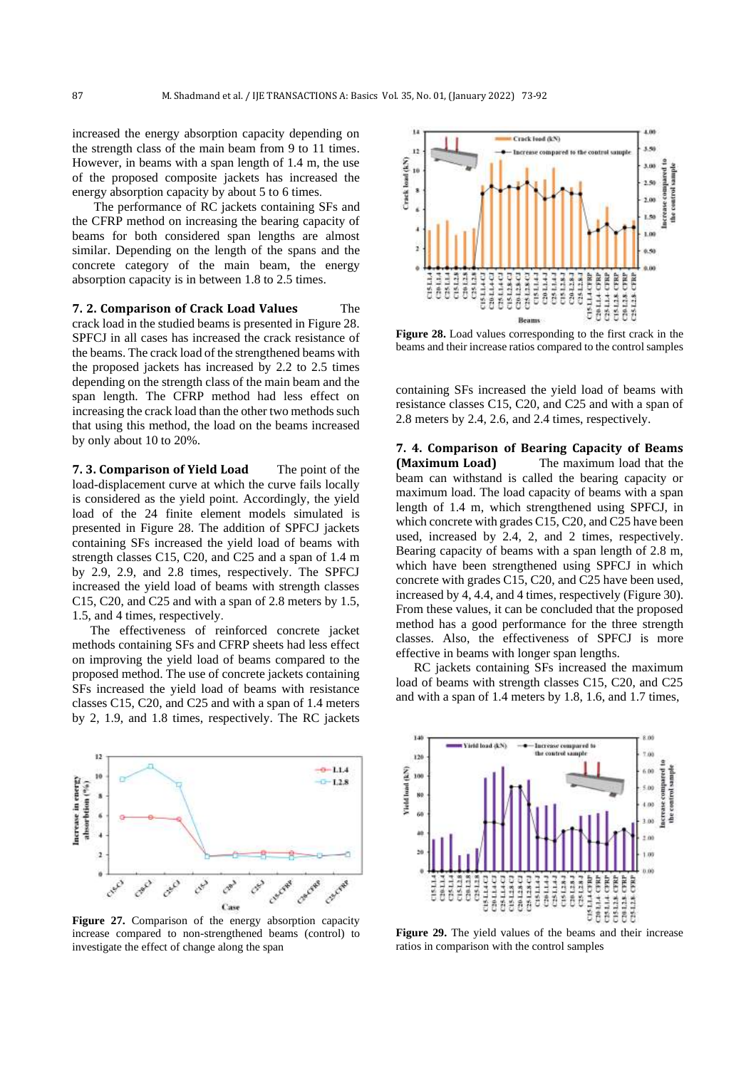increased the energy absorption capacity depending on the strength class of the main beam from 9 to 11 times. However, in beams with a span length of 1.4 m, the use of the proposed composite jackets has increased the energy absorption capacity by about 5 to 6 times.

The performance of RC jackets containing SFs and the CFRP method on increasing the bearing capacity of beams for both considered span lengths are almost similar. Depending on the length of the spans and the concrete category of the main beam, the energy absorption capacity is in between 1.8 to 2.5 times.

Figure 27. Comparison of the energy absorption capacity increase compared to non-strengthened beams (control) to investigate the effect of change along the span

### 7. 2. Comparison of Crack Load Values

The crack load in the studied beams is presented in Figure 28. SPFCJ in all cases has increased the crack resistance of the beams. The crack load of the strengthened beams with the proposed jackets has increased by 2.2 to 2.5 times depending on the strength class of the main beam and the span length. The CFRP method had less effect on increasing the crack load than the other two methods such that using this method, the load on the beams increased by only about 10 to 20%.

Figure 28. Load values corresponding to the first crack in the beams and their increase ratios compared to the control samples

### 7. 3. Comparison of Yield Load

The point of the load-displacement curve at which the curve fails locally is considered as the yield point. Accordingly, the yield load of the 24 finite element models simulated is presented in Figure 28. The addition of SPFCJ jackets containing SFs increased the yield load of beams with strength classes C15, C20, and C25 and a span of 1.4 m by 2.9, 2.9, and 2.8 times, respectively. The SPFCJ increased the yield load of beams with strength classes C15, C20, and C25 and with a span of 2.8 meters by 1.5, 1.5, and 4 times, respectively.

The effectiveness of reinforced concrete jacket methods containing SFs and CFRP sheets had less effect on improving the yield load of beams compared to the proposed method. The use of concrete jackets containing SFs increased the yield load of beams with resistance classes C15, C20, and C25 and with a span of 1.4 meters by 2, 1.9, and 1.8 times, respectively. The RC jackets containing SFs increased the yield load of beams with resistance classes C15, C20, and C25 and with a span of 2.8 meters by 2.4, 2.6, and 2.4 times, respectively.

Figure 29. The yield values of the beams and their increase ratios in comparison with the control samples

### 7. 4. Comparison of Bearing Capacity of Beams (Maximum Load)

The maximum load that the beam can withstand is called the bearing capacity or maximum load. The load capacity of beams with a span length of 1.4 m, which strengthened using SPFCJ, in which concrete with grades C15, C20, and C25 have been used, increased by 2.4, 2, and 2 times, respectively. Bearing capacity of beams with a span length of 2.8 m, which have been strengthened using SPFCJ in which concrete with grades C15, C20, and C25 have been used, increased by 4, 4.4, and 4 times, respectively (Figure 30). From these values, it can be concluded that the proposed method has a good performance for the three strength classes. Also, the effectiveness of SPFCJ is more effective in beams with longer span lengths.

RC jackets containing SFs increased the maximum load of beams with strength classes C15, C20, and C25 and with a span of 1.4 meters by 1.8, 1.6, and 1.7 times,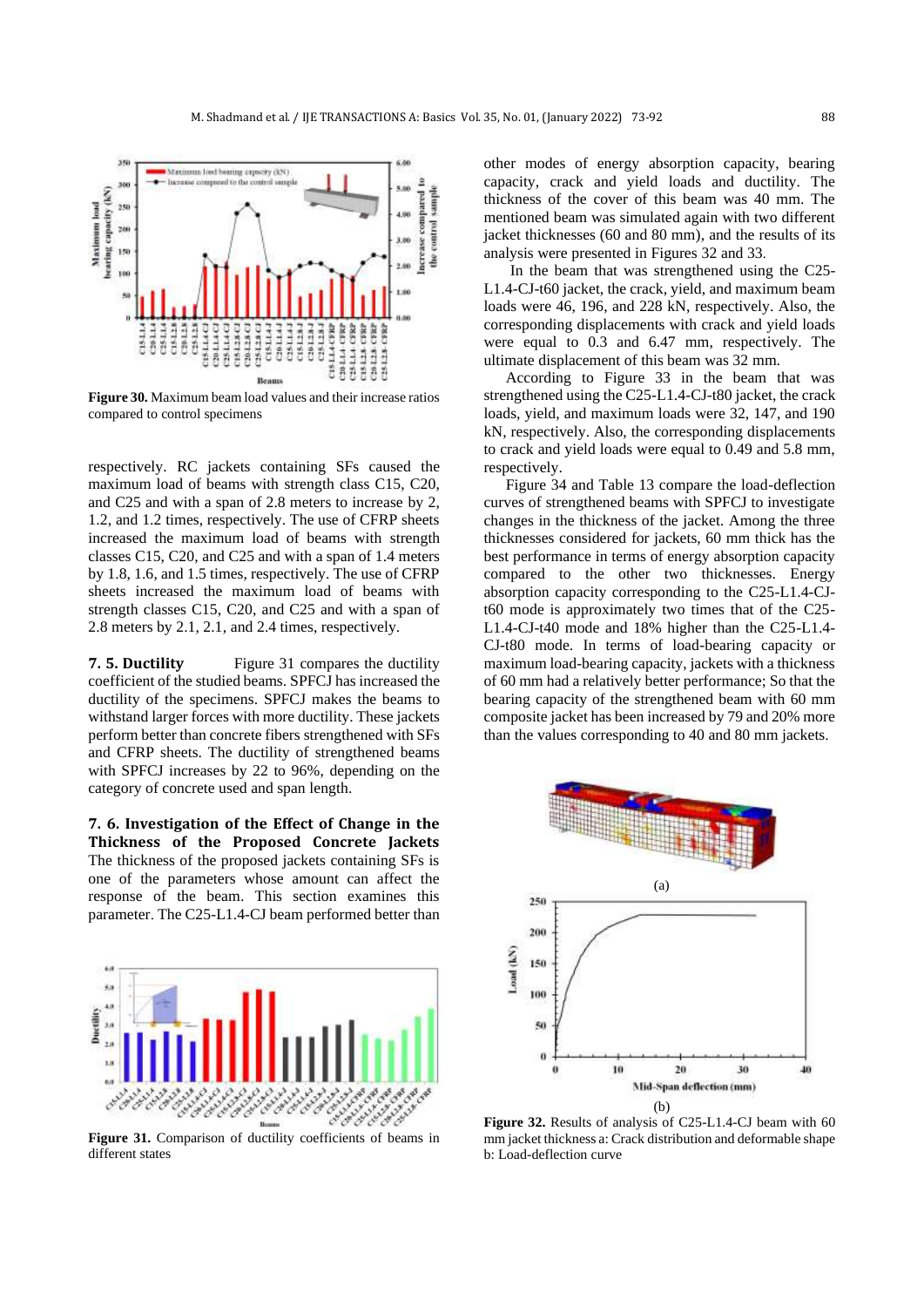Figure 30. Maximum beam load values and their increase ratios compared to control specimens

respectively. RC jackets containing SFs caused the maximum load of beams with strength class C15, C20, and C25 and with a span of 2.8 meters to increase by 2, 1.2, and 1.2 times, respectively. The use of CFRP sheets increased the maximum load of beams with strength classes C15, C20, and C25 and with a span of 1.4 meters by 1.8, 1.6, and 1.5 times, respectively. The use of CFRP sheets increased the maximum load of beams with strength classes C15, C20, and C25 and with a span of 2.8 meters by 2.1, 2.1, and 2.4 times, respectively.

**7. 5. Ductility** Figure 31 compares the ductility coefficient of the studied beams. SPFCJ has increased the ductility of the specimens. SPFCJ makes the beams to withstand larger forces with more ductility. These jackets perform better than concrete fibers strengthened with SFs and CFRP sheets. The ductility of strengthened beams with SPFCJ increases by 22 to 96%, depending on the category of concrete used and span length.

Figure 31. Comparison of ductility coefficients of beams in different states

**7. 6. Investigation of the Effect of Change in the Thickness of the Proposed Concrete Jackets** The thickness of the proposed jackets containing SFs is one of the parameters whose amount can affect the response of the beam. This section examines this parameter. The C25-L1.4-CJ beam performed better than other modes of energy absorption capacity, bearing capacity, crack and yield loads and ductility. The thickness of the cover of this beam was 40 mm. The mentioned beam was simulated again with two different jacket thicknesses (60 and 80 mm), and the results of its analysis were presented in Figures 32 and 33.

In the beam that was strengthened using the C25-L1.4-CJ-t60 jacket, the crack, yield, and maximum beam loads were 46, 196, and 228 kN, respectively. Also, the corresponding displacements with crack and yield loads were equal to 0.3 and 6.47 mm, respectively. The ultimate displacement of this beam was 32 mm.

According to Figure 33 in the beam that was strengthened using the C25-L1.4-CJ-t80 jacket, the crack loads, yield, and maximum loads were 32, 147, and 190 kN, respectively. Also, the corresponding displacements to crack and yield loads were equal to 0.49 and 5.8 mm, respectively.

Figure 34 and Table 13 compare the load-deflection curves of strengthened beams with SPFCJ to investigate changes in the thickness of the jacket. Among the three thicknesses considered for jackets, 60 mm thick has the best performance in terms of energy absorption capacity compared to the other two thicknesses. Energy absorption capacity corresponding to the C25-L1.4-CJ-t60 mode is approximately two times that of the C25-L1.4-CJ-t40 mode and 18% higher than the C25-L1.4-CJ-t80 mode. In terms of load-bearing capacity or maximum load-bearing capacity, jackets with a thickness of 60 mm had a relatively better performance; So that the bearing capacity of the strengthened beam with 60 mm composite jacket has been increased by 79 and 20% more than the values corresponding to 40 and 80 mm jackets.

(a)

(b)

Figure 32. Results of analysis of C25-L1.4-CJ beam with 60 mm jacket thickness a: Crack distribution and deformable shape b: Load-deflection curve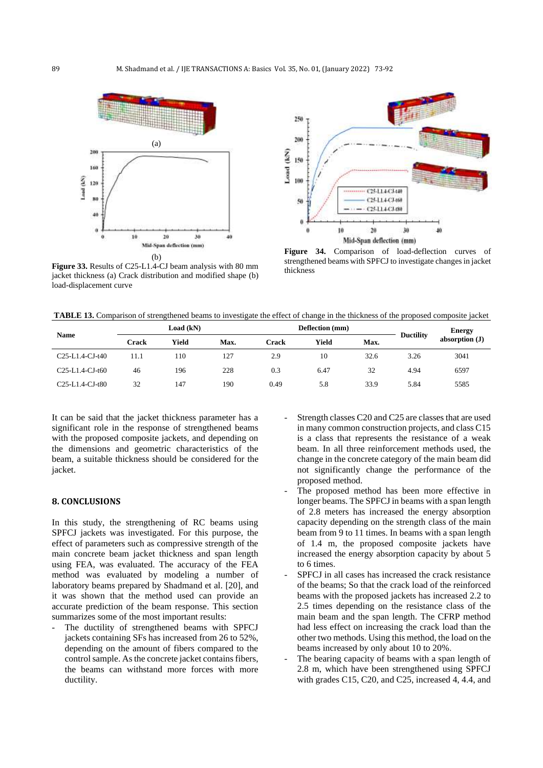Figure 33. Results of C25-L1.4-CJ beam analysis with 80 mm jacket thickness (a) Crack distribution and modified shape (b) load-displacement curve

Figure 34. Comparison of load-deflection curves of strengthened beams with SPFCJ to investigate changes in jacket thickness

**TABLE 13.** Comparison of strengthened beams to investigate the effect of change in the thickness of the proposed composite jacket

| Name | Load (kN) | | | Deflection (mm) | | | Ductility | Energy absorption (J) |
|---|---|---|---|---|---|---|---|---|
| | Crack | Yield | Max. | Crack | Yield | Max. | | |
| C25-L1.4-CJ-t40 | 11.1 | 110 | 127 | 2.9 | 10 | 32.6 | 3.26 | 3041 |
| C25-L1.4-CJ-t60 | 46 | 196 | 228 | 0.3 | 6.47 | 32 | 4.94 | 6597 |
| C25-L1.4-CJ-t80 | 32 | 147 | 190 | 0.49 | 5.8 | 33.9 | 5.84 | 5585 |

It can be said that the jacket thickness parameter has a significant role in the response of strengthened beams with the proposed composite jackets, and depending on the dimensions and geometric characteristics of the beam, a suitable thickness should be considered for the jacket.

## 8. CONCLUSIONS

In this study, the strengthening of RC beams using SPFCJ jackets was investigated. For this purpose, the effect of parameters such as compressive strength of the main concrete beam jacket thickness and span length using FEA, was evaluated. The accuracy of the FEA method was evaluated by modeling a number of laboratory beams prepared by Shadmand et al. [20], and it was shown that the method used can provide an accurate prediction of the beam response. This section summarizes some of the most important results:

- The ductility of strengthened beams with SPFCJ jackets containing SFs has increased from 26 to 52%, depending on the amount of fibers compared to the control sample. As the concrete jacket contains fibers, the beams can withstand more forces with more ductility.
- Strength classes C20 and C25 are classes that are used in many common construction projects, and class C15 is a class that represents the resistance of a weak beam. In all three reinforcement methods used, the change in the concrete category of the main beam did not significantly change the performance of the proposed method.
- The proposed method has been more effective in longer beams. The SPFCJ in beams with a span length of 2.8 meters has increased the energy absorption capacity depending on the strength class of the main beam from 9 to 11 times. In beams with a span length of 1.4 m, the proposed composite jackets have increased the energy absorption capacity by about 5 to 6 times.
- SPFCJ in all cases has increased the crack resistance of the beams; So that the crack load of the reinforced beams with the proposed jackets has increased 2.2 to 2.5 times depending on the resistance class of the main beam and the span length. The CFRP method had less effect on increasing the crack load than the other two methods. Using this method, the load on the beams increased by only about 10 to 20%.
- The bearing capacity of beams with a span length of 2.8 m, which have been strengthened using SPFCJ with grades C15, C20, and C25, increased 4, 4.4, and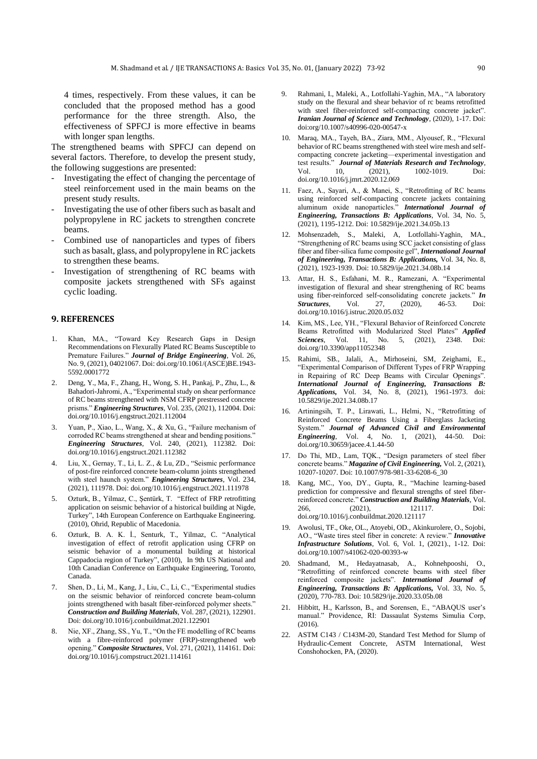4 times, respectively. From these values, it can be concluded that the proposed method has a good performance for the three strength. Also, the effectiveness of SPFCJ is more effective in beams with longer span lengths.

The strengthened beams with SPFCJ can depend on several factors. Therefore, to develop the present study, the following suggestions are presented:

- Investigating the effect of changing the percentage of steel reinforcement used in the main beams on the present study results.
- Investigating the use of other fibers such as basalt and polypropylene in RC jackets to strengthen concrete beams.
- Combined use of nanoparticles and types of fibers such as basalt, glass, and polypropylene in RC jackets to strengthen these beams.
- Investigation of strengthening of RC beams with composite jackets strengthened with SFs against cyclic loading.

## 9. REFERENCES

1. Khan, MA., "Toward Key Research Gaps in Design Recommendations on Flexurally Plated RC Beams Susceptible to Premature Failures." ***Journal of Bridge Engineering***, Vol. 26, No. 9, (2021), 04021067. Doi: doi.org/10.1061/(ASCE)BE.1943-5592.0001772
2. Deng, Y., Ma, F., Zhang, H., Wong, S. H., Pankaj, P., Zhu, L., & Bahadori-Jahromi, A., "Experimental study on shear performance of RC beams strengthened with NSM CFRP prestressed concrete prisms." ***Engineering Structures***, Vol. 235, (2021), 112004. Doi: doi.org/10.1016/j.engstruct.2021.112004
3. Yuan, P., Xiao, L., Wang, X., & Xu, G., "Failure mechanism of corroded RC beams strengthened at shear and bending positions." ***Engineering Structures***, Vol. 240, (2021), 112382. Doi: doi.org/10.1016/j.engstruct.2021.112382
4. Liu, X., Gernay, T., Li, L. Z., & Lu, ZD., "Seismic performance of post-fire reinforced concrete beam-column joints strengthened with steel haunch system." ***Engineering Structures***, Vol. 234, (2021), 111978. Doi: doi.org/10.1016/j.engstruct.2021.111978
5. Ozturk, B., Yilmaz, C., Şentürk, T. "Effect of FRP retrofitting application on seismic behavior of a historical building at Nigde, Turkey", 14th European Conference on Earthquake Engineering. (2010), Ohrid, Republic of Macedonia.
6. Ozturk, B. A. K. İ., Senturk, T., Yilmaz, C. "Analytical investigation of effect of retrofit application using CFRP on seismic behavior of a monumental building at historical Cappadocia region of Turkey", (2010), In 9th US National and 10th Canadian Conference on Earthquake Engineering, Toronto, Canada.
7. Shen, D., Li, M., Kang, J., Liu, C., Li, C., "Experimental studies on the seismic behavior of reinforced concrete beam-column joints strengthened with basalt fiber-reinforced polymer sheets." ***Construction and Building Materials***, Vol. 287, (2021), 122901. Doi: doi.org/10.1016/j.conbuildmat.2021.122901
8. Nie, XF., Zhang, SS., Yu, T., "On the FE modelling of RC beams with a fibre-reinforced polymer (FRP)-strengthened web opening." ***Composite Structures***, Vol. 271, (2021), 114161. Doi: doi.org/10.1016/j.compstruct.2021.114161
9. Rahmani, I., Maleki, A., Lotfollahi-Yaghin, MA., "A laboratory study on the flexural and shear behavior of rc beams retrofitted with steel fiber-reinforced self-compacting concrete jacket". ***Iranian Journal of Science and Technology***, (2020), 1-17. Doi: doi:org/10.1007/s40996-020-00547-x
10. Maraq, MA., Tayeh, BA., Ziara, MM., Alyousef, R., "Flexural behavior of RC beams strengthened with steel wire mesh and self-compacting concrete jacketing—experimental investigation and test results." ***Journal of Materials Research and Technology***, Vol. 10, (2021), 1002-1019. Doi: doi.org/10.1016/j.jmrt.2020.12.069
11. Faez, A., Sayari, A., & Manei, S., "Retrofitting of RC beams using reinforced self-compacting concrete jackets containing aluminum oxide nanoparticles." ***International Journal of Engineering, Transactions B: Applications***, Vol. 34, No. 5, (2021), 1195-1212. Doi: 10.5829/ije.2021.34.05b.13
12. Mohsenzadeh, S., Maleki, A, Lotfollahi-Yaghin, MA., "Strengthening of RC beams using SCC jacket consisting of glass fiber and fiber-silica fume composite gel", ***International Journal of Engineering, Transactions B: Applications,*** Vol. 34, No. 8, (2021), 1923-1939. Doi: 10.5829/ije.2021.34.08b.14
13. Attar, H. S., Esfahani, M. R., Ramezani, A. "Experimental investigation of flexural and shear strengthening of RC beams using fiber-reinforced self-consolidating concrete jackets." ***In Structures***, Vol. 27, (2020), 46-53. Doi: doi.org/10.1016/j.istruc.2020.05.032
14. Kim, MS., Lee, YH., "Flexural Behavior of Reinforced Concrete Beams Retrofitted with Modularized Steel Plates" ***Applied Sciences***, Vol. 11, No. 5, (2021), 2348. Doi: doi.org/10.3390/app11052348
15. Rahimi, SB., Jalali, A., Mirhoseini, SM, Zeighami, E., "Experimental Comparison of Different Types of FRP Wrapping in Repairing of RC Deep Beams with Circular Openings". ***International Journal of Engineering, Transactions B: Applications,*** Vol. 34, No. 8, (2021), 1961-1973. doi: 10.5829/ije.2021.34.08b.17
16. Artiningsih, T. P., Lirawati, L., Helmi, N., "Retrofitting of Reinforced Concrete Beams Using a Fiberglass Jacketing System." ***Journal of Advanced Civil and Environmental Engineering***, Vol. 4, No. 1, (2021), 44-50. Doi: doi.org/10.30659/jacee.4.1.44-50
17. Do Thi, MD., Lam, TQK., "Design parameters of steel fiber concrete beams." ***Magazine of Civil Engineering,*** Vol. 2, (2021), 10207-10207. Doi: 10.1007/978-981-33-6208-6_30
18. Kang, MC., Yoo, DY., Gupta, R., "Machine learning-based prediction for compressive and flexural strengths of steel fiber-reinforced concrete." ***Construction and Building Materials***, Vol. 266, (2021), 121117. Doi: doi.org/10.1016/j.conbuildmat.2020.121117
19. Awolusi, TF., Oke, OL., Atoyebi, OD., Akinkurolere, O., Sojobi, AO., "Waste tires steel fiber in concrete: A review." ***Innovative Infrastructure Solutions***, Vol. 6, Vol. 1, (2021)., 1-12. Doi: doi.org/10.1007/s41062-020-00393-w
20. Shadmand, M., Hedayatnasab, A., Kohnehpooshi, O., "Retrofitting of reinforced concrete beams with steel fiber reinforced composite jackets". ***International Journal of Engineering, Transactions B: Applications,*** Vol. 33, No. 5, (2020), 770-783. Doi: 10.5829/ije.2020.33.05b.08
21. Hibbitt, H., Karlsson, B., and Sorensen, E., "ABAQUS user's manual." Providence, RI: Dassaulat Systems Simulia Corp, (2016).
22. ASTM C143 / C143M-20, Standard Test Method for Slump of Hydraulic-Cement Concrete, ASTM International, West Conshohocken, PA, (2020).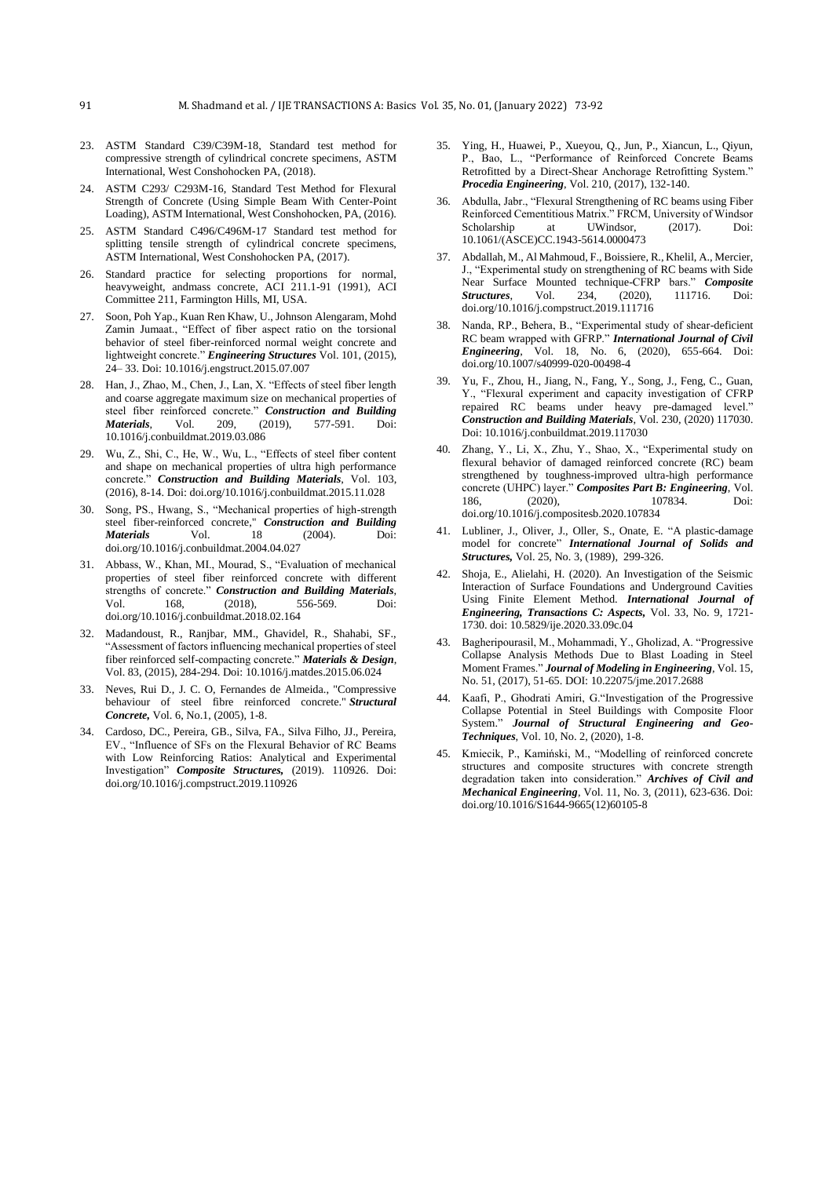23. ASTM Standard C39/C39M-18, Standard test method for compressive strength of cylindrical concrete specimens, ASTM International, West Conshohocken PA, (2018).
24. ASTM C293/ C293M-16, Standard Test Method for Flexural Strength of Concrete (Using Simple Beam With Center-Point Loading), ASTM International, West Conshohocken, PA, (2016).
25. ASTM Standard C496/C496M-17 Standard test method for splitting tensile strength of cylindrical concrete specimens, ASTM International, West Conshohocken PA, (2017).
26. Standard practice for selecting proportions for normal, heavyweight, andmass concrete, ACI 211.1-91 (1991), ACI Committee 211, Farmington Hills, MI, USA.
27. Soon, Poh Yap., Kuan Ren Khaw, U., Johnson Alengaram, Mohd Zamin Jumaat., "Effect of fiber aspect ratio on the torsional behavior of steel fiber-reinforced normal weight concrete and lightweight concrete." ***Engineering Structures*** Vol. 101, (2015), 24– 33. Doi: 10.1016/j.engstruct.2015.07.007
28. Han, J., Zhao, M., Chen, J., Lan, X. "Effects of steel fiber length and coarse aggregate maximum size on mechanical properties of steel fiber reinforced concrete." ***Construction and Building Materials***, Vol. 209, (2019), 577-591. Doi: 10.1016/j.conbuildmat.2019.03.086
29. Wu, Z., Shi, C., He, W., Wu, L., "Effects of steel fiber content and shape on mechanical properties of ultra high performance concrete." ***Construction and Building Materials***, Vol. 103, (2016), 8-14. Doi: doi.org/10.1016/j.conbuildmat.2015.11.028
30. Song, PS., Hwang, S., "Mechanical properties of high-strength steel fiber-reinforced concrete," ***Construction and Building Materials*** Vol. 18 (2004). Doi: doi.org/10.1016/j.conbuildmat.2004.04.027
31. Abbass, W., Khan, MI., Mourad, S., "Evaluation of mechanical properties of steel fiber reinforced concrete with different strengths of concrete." ***Construction and Building Materials***, Vol. 168, (2018), 556-569. Doi: doi.org/10.1016/j.conbuildmat.2018.02.164
32. Madandoust, R., Ranjbar, MM., Ghavidel, R., Shahabi, SF., "Assessment of factors influencing mechanical properties of steel fiber reinforced self-compacting concrete." ***Materials & Design***, Vol. 83, (2015), 284-294. Doi: 10.1016/j.matdes.2015.06.024
33. Neves, Rui D., J. C. O, Fernandes de Almeida., "Compressive behaviour of steel fibre reinforced concrete." ***Structural Concrete***, Vol. 6, No.1, (2005), 1-8.
34. Cardoso, DC., Pereira, GB., Silva, FA., Silva Filho, JJ., Pereira, EV., "Influence of SFs on the Flexural Behavior of RC Beams with Low Reinforcing Ratios: Analytical and Experimental Investigation" ***Composite Structures***, (2019). 110926. Doi: doi.org/10.1016/j.compstruct.2019.110926
35. Ying, H., Huawei, P., Xueyou, Q., Jun, P., Xiancun, L., Qiyun, P., Bao, L., "Performance of Reinforced Concrete Beams Retrofitted by a Direct-Shear Anchorage Retrofitting System." ***Procedia Engineering***, Vol. 210, (2017), 132-140.
36. Abdulla, Jabr., "Flexural Strengthening of RC beams using Fiber Reinforced Cementitious Matrix." FRCM, University of Windsor Scholarship at UWindsor, (2017). Doi: 10.1061/(ASCE)CC.1943-5614.0000473
37. Abdallah, M., Al Mahmoud, F., Boissiere, R., Khelil, A., Mercier, J., "Experimental study on strengthening of RC beams with Side Near Surface Mounted technique-CFRP bars." ***Composite Structures***, Vol. 234, (2020), 111716. Doi: doi.org/10.1016/j.compstruct.2019.111716
38. Nanda, RP., Behera, B., "Experimental study of shear-deficient RC beam wrapped with GFRP." ***International Journal of Civil Engineering***, Vol. 18, No. 6, (2020), 655-664. Doi: doi.org/10.1007/s40999-020-00498-4
39. Yu, F., Zhou, H., Jiang, N., Fang, Y., Song, J., Feng, C., Guan, Y., "Flexural experiment and capacity investigation of CFRP repaired RC beams under heavy pre-damaged level." ***Construction and Building Materials***, Vol. 230, (2020) 117030. Doi: 10.1016/j.conbuildmat.2019.117030
40. Zhang, Y., Li, X., Zhu, Y., Shao, X., "Experimental study on flexural behavior of damaged reinforced concrete (RC) beam strengthened by toughness-improved ultra-high performance concrete (UHPC) layer." ***Composites Part B: Engineering***, Vol. 186, (2020), 107834. Doi: doi.org/10.1016/j.compositesb.2020.107834
41. Lubliner, J., Oliver, J., Oller, S., Onate, E. "A plastic-damage model for concrete" ***International Journal of Solids and Structures***, Vol. 25, No. 3, (1989), 299-326.
42. Shoja, E., Alielahi, H. (2020). An Investigation of the Seismic Interaction of Surface Foundations and Underground Cavities Using Finite Element Method. ***International Journal of Engineering, Transactions C: Aspects***, Vol. 33, No. 9, 1721-1730. doi: 10.5829/ije.2020.33.09c.04
43. Bagheripourasil, M., Mohammadi, Y., Gholizad, A. "Progressive Collapse Analysis Methods Due to Blast Loading in Steel Moment Frames." ***Journal of Modeling in Engineering***, Vol. 15, No. 51, (2017), 51-65. DOI: 10.22075/jme.2017.2688
44. Kaafi, P., Ghodrati Amiri, G."Investigation of the Progressive Collapse Potential in Steel Buildings with Composite Floor System." ***Journal of Structural Engineering and Geo-Techniques***, Vol. 10, No. 2, (2020), 1-8.
45. Kmiecik, P., Kamiński, M., "Modelling of reinforced concrete structures and composite structures with concrete strength degradation taken into consideration." ***Archives of Civil and Mechanical Engineering***, Vol. 11, No. 3, (2011), 623-636. Doi: doi.org/10.1016/S1644-9665(12)60105-8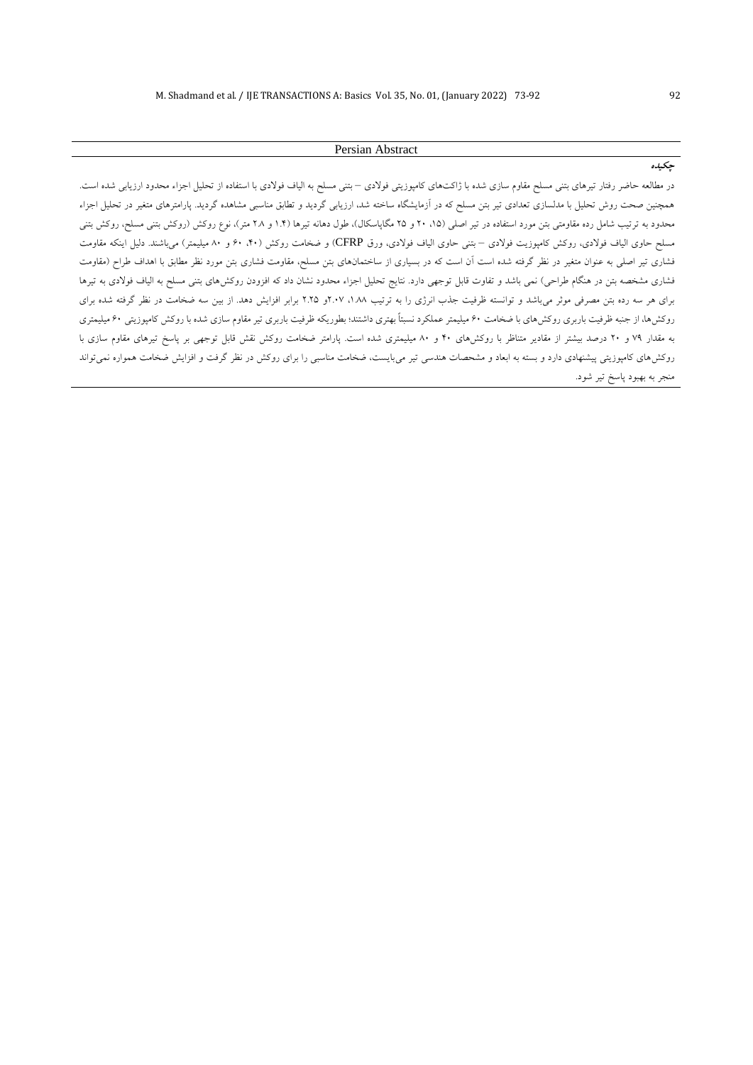## Persian Abstract

**چکیده**

در مطالعه حاضر رفتار تیرهای بتنی مسلح مقاوم سازی شده با ژاکت‌های کامپوزیتی فولادی – بتنی مسلح به الیاف فولادی با استفاده از تحلیل اجزاء محدود ارزیابی شده است. همچنین صحت روش تحلیل با مدلسازی تعدادی تیر بتن مسلح که در آزمایشگاه ساخته شد، ارزیابی گردید و تطابق مناسبی مشاهده گردید. پارامترهای متغیر در تحلیل اجزاء محدود به ترتیب شامل رده مقاومتی بتن مورد استفاده در تیر اصلی (۱۵، ۲۰ و ۲۵ مگاپاسکال)، طول دهانه تیرها (۱.۴ و ۲.۸ متر)، نوع روکش (روکش بتنی مسلح، روکش بتنی مسلح حاوی الیاف فولادی، روکش کامپوزیت فولادی – بتنی حاوی الیاف فولادی، ورق CFRP) و ضخامت روکش (۴۰، ۶۰ و ۸۰ میلیمتر) می‌باشند. دلیل اینکه مقاومت فشاری تیر اصلی به عنوان متغیر در نظر گرفته شده است آن است که در بسیاری از ساختمان‌های بتن مسلح، مقاومت فشاری بتن مورد نظر مطابق با اهداف طراح (مقاومت فشاری مشخصه بتن در هنگام طراحی) نمی باشد و تفاوت قابل توجهی دارد. نتایج تحلیل اجزاء محدود نشان داد که افزودن روکش‌های بتنی مسلح به الیاف فولادی به تیرها برای هر سه رده بتن مصرفی موثر می‌باشد و توانسته ظرفیت جذب انرژی را به ترتیب ۱.۸۸، ۲.۰۷و ۲.۲۵ برابر افزایش دهد. از بین سه ضخامت در نظر گرفته شده برای روکش‌ها، از جنبه ظرفیت باربری روکش‌های با ضخامت ۶۰ میلیمتر عملکرد نسبتاً بهتری داشتند؛ بطوریکه ظرفیت باربری تیر مقاوم سازی شده با روکش کامپوزیتی ۶۰ میلیمتری به مقدار ۷۹ و ۲۰ درصد بیشتر از مقادیر متناظر با روکش‌های ۴۰ و ۸۰ میلیمتری شده است. پارامتر ضخامت روکش نقش قابل توجهی بر پاسخ تیرهای مقاوم سازی با روکش‌های کامپوزیتی پیشنهادی دارد و بسته به ابعاد و مشخصات هندسی تیر می‌بایست، ضخامت مناسبی را برای روکش در نظر گرفت و افزایش ضخامت همواره نمی‌تواند منجر به بهبود پاسخ تیر شود.